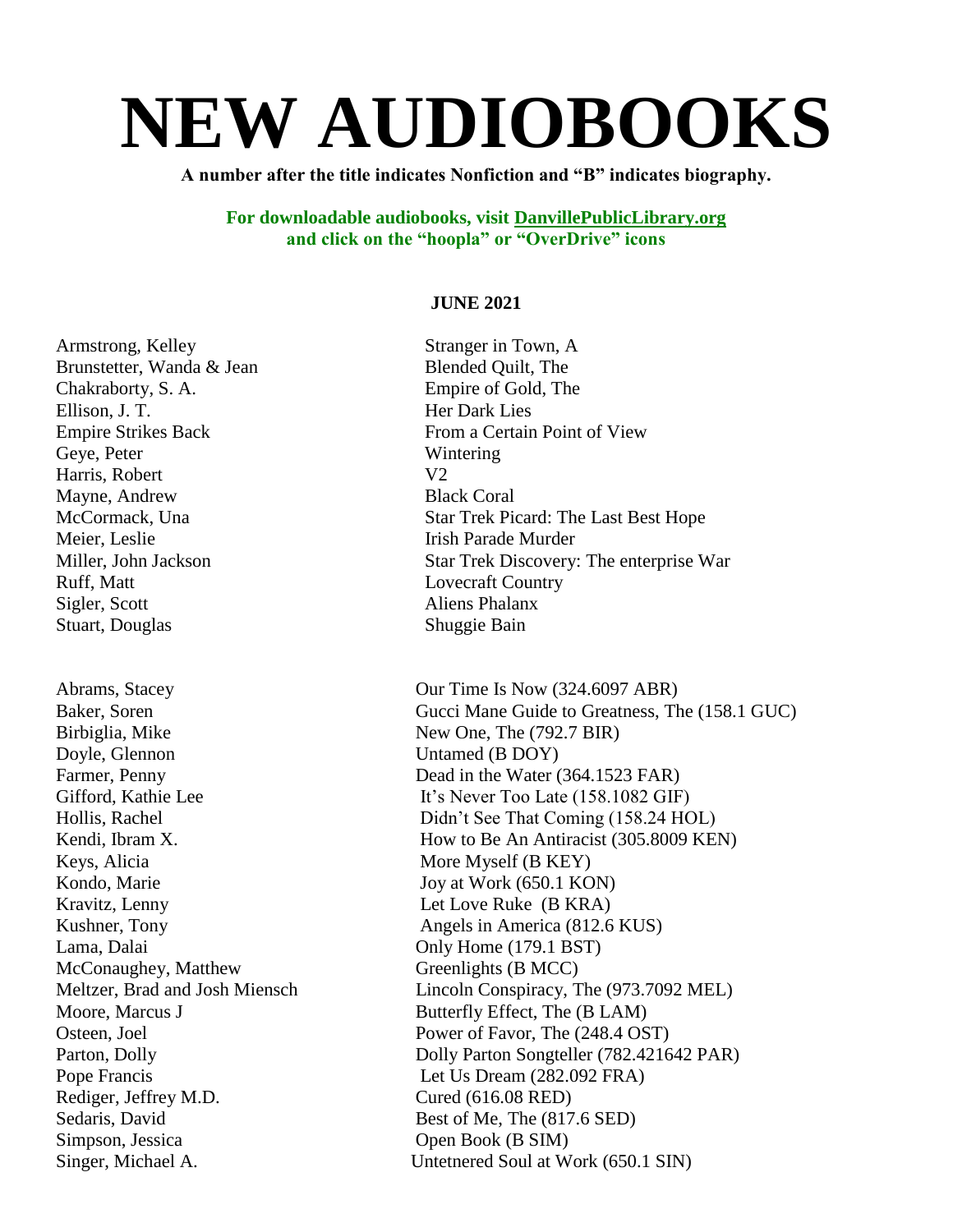# NEW AUDIOBOOKS

**A number after the title indicates Nonfiction and "B" indicates biography.**

**For downloadable audiobooks, visit [DanvillePublicLibrary.org](DanvillePublicLibrary.org) and click on the "hoopla" or "OverDrive" icons**

**JUNE 2021**

| Author | Title |
|---|---|
| Armstrong, Kelley | Stranger in Town, A |
| Brunstetter, Wanda & Jean | Blended Quilt, The |
| Chakraborty, S. A. | Empire of Gold, The |
| Ellison, J. T. | Her Dark Lies |
| Empire Strikes Back | From a Certain Point of View |
| Geye, Peter | Wintering |
| Harris, Robert | V2 |
| Mayne, Andrew | Black Coral |
| McCormack, Una | Star Trek Picard: The Last Best Hope |
| Meier, Leslie | Irish Parade Murder |
| Miller, John Jackson | Star Trek Discovery: The enterprise War |
| Ruff, Matt | Lovecraft Country |
| Sigler, Scott | Aliens Phalanx |
| Stuart, Douglas | Shuggie Bain |

| Author | Title |
|---|---|
| Abrams, Stacey | Our Time Is Now (324.6097 ABR) |
| Baker, Soren | Gucci Mane Guide to Greatness, The (158.1 GUC) |
| Birbiglia, Mike | New One, The (792.7 BIR) |
| Doyle, Glennon | Untamed (B DOY) |
| Farmer, Penny | Dead in the Water (364.1523 FAR) |
| Gifford, Kathie Lee | It's Never Too Late (158.1082 GIF) |
| Hollis, Rachel | Didn't See That Coming (158.24 HOL) |
| Kendi, Ibram X. | How to Be An Antiracist (305.8009 KEN) |
| Keys, Alicia | More Myself (B KEY) |
| Kondo, Marie | Joy at Work (650.1 KON) |
| Kravitz, Lenny | Let Love Ruke (B KRA) |
| Kushner, Tony | Angels in America (812.6 KUS) |
| Lama, Dalai | Only Home (179.1 BST) |
| McConaughey, Matthew | Greenlights (B MCC) |
| Meltzer, Brad and Josh Miensch | Lincoln Conspiracy, The (973.7092 MEL) |
| Moore, Marcus J | Butterfly Effect, The (B LAM) |
| Osteen, Joel | Power of Favor, The (248.4 OST) |
| Parton, Dolly | Dolly Parton Songteller (782.421642 PAR) |
| Pope Francis | Let Us Dream (282.092 FRA) |
| Rediger, Jeffrey M.D. | Cured (616.08 RED) |
| Sedaris, David | Best of Me, The (817.6 SED) |
| Simpson, Jessica | Open Book (B SIM) |
| Singer, Michael A. | Untetnered Soul at Work (650.1 SIN) |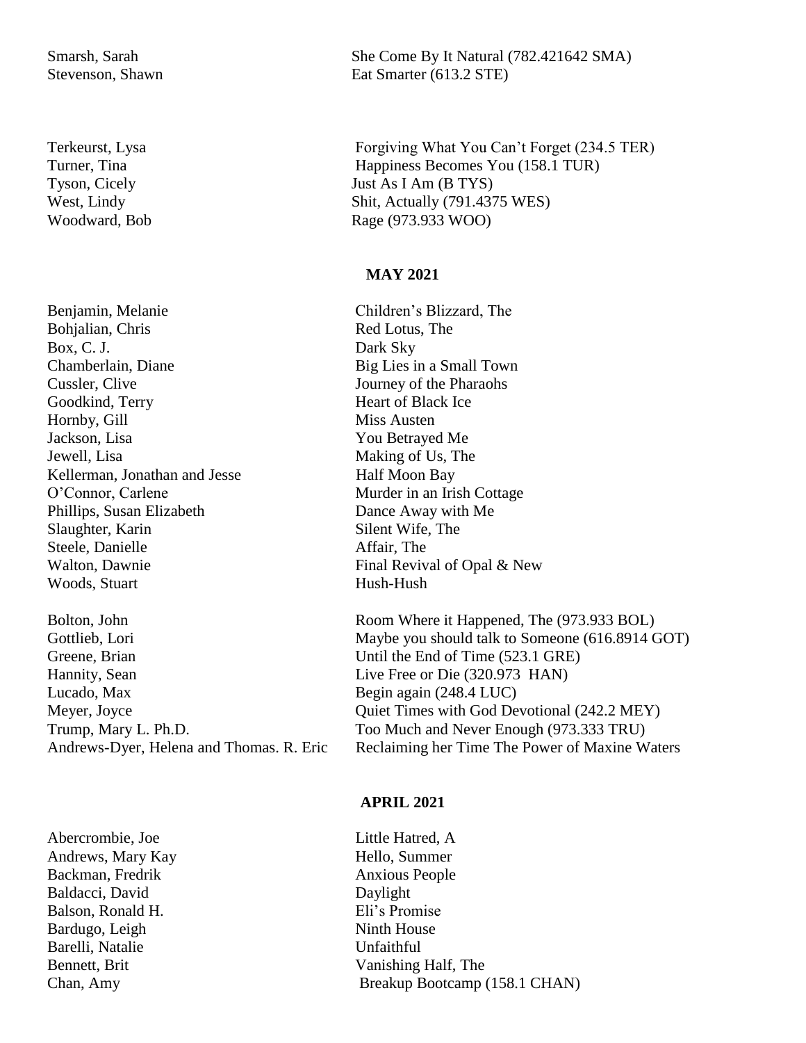| | |
|---|---|
| Smarsh, Sarah | She Come By It Natural (782.421642 SMA) |
| Stevenson, Shawn | Eat Smarter (613.2 STE) |
| | |
| Terkeurst, Lysa | Forgiving What You Can't Forget (234.5 TER) |
| Turner, Tina | Happiness Becomes You (158.1 TUR) |
| Tyson, Cicely | Just As I Am (B TYS) |
| West, Lindy | Shit, Actually (791.4375 WES) |
| Woodward, Bob | Rage (973.933 WOO) |

## MAY 2021

| | |
|---|---|
| Benjamin, Melanie | Children's Blizzard, The |
| Bohjalian, Chris | Red Lotus, The |
| Box, C. J. | Dark Sky |
| Chamberlain, Diane | Big Lies in a Small Town |
| Cussler, Clive | Journey of the Pharaohs |
| Goodkind, Terry | Heart of Black Ice |
| Hornby, Gill | Miss Austen |
| Jackson, Lisa | You Betrayed Me |
| Jewell, Lisa | Making of Us, The |
| Kellerman, Jonathan and Jesse | Half Moon Bay |
| O'Connor, Carlene | Murder in an Irish Cottage |
| Phillips, Susan Elizabeth | Dance Away with Me |
| Slaughter, Karin | Silent Wife, The |
| Steele, Danielle | Affair, The |
| Walton, Dawnie | Final Revival of Opal & New |
| Woods, Stuart | Hush-Hush |
| | |
| Bolton, John | Room Where it Happened, The (973.933 BOL) |
| Gottlieb, Lori | Maybe you should talk to Someone (616.8914 GOT) |
| Greene, Brian | Until the End of Time (523.1 GRE) |
| Hannity, Sean | Live Free or Die (320.973 HAN) |
| Lucado, Max | Begin again (248.4 LUC) |
| Meyer, Joyce | Quiet Times with God Devotional (242.2 MEY) |
| Trump, Mary L. Ph.D. | Too Much and Never Enough (973.333 TRU) |
| Andrews-Dyer, Helena and Thomas. R. Eric | Reclaiming her Time The Power of Maxine Waters |

## APRIL 2021

| | |
|---|---|
| Abercrombie, Joe | Little Hatred, A |
| Andrews, Mary Kay | Hello, Summer |
| Backman, Fredrik | Anxious People |
| Baldacci, David | Daylight |
| Balson, Ronald H. | Eli's Promise |
| Bardugo, Leigh | Ninth House |
| Barelli, Natalie | Unfaithful |
| Bennett, Brit | Vanishing Half, The |
| Chan, Amy | Breakup Bootcamp (158.1 CHAN) |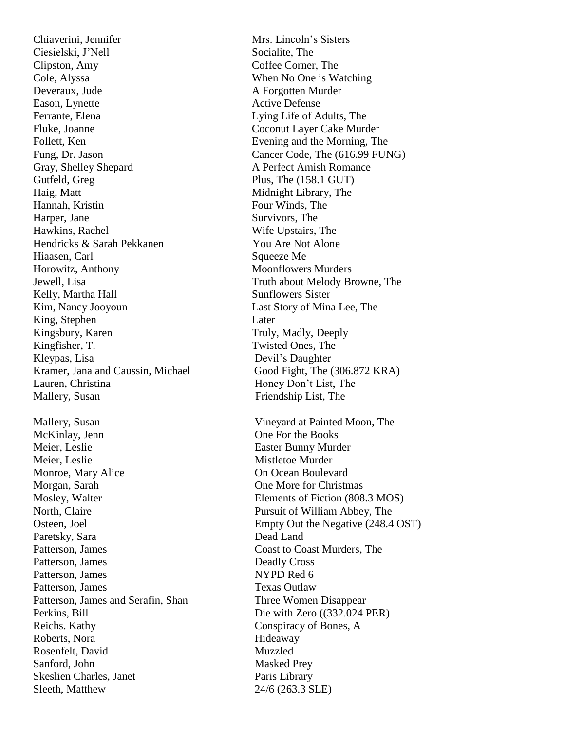| | |
|---|---|
| Chiaverini, Jennifer | Mrs. Lincoln's Sisters |
| Ciesielski, J'Nell | Socialite, The |
| Clipston, Amy | Coffee Corner, The |
| Cole, Alyssa | When No One is Watching |
| Deveraux, Jude | A Forgotten Murder |
| Eason, Lynette | Active Defense |
| Ferrante, Elena | Lying Life of Adults, The |
| Fluke, Joanne | Coconut Layer Cake Murder |
| Follett, Ken | Evening and the Morning, The |
| Fung, Dr. Jason | Cancer Code, The (616.99 FUNG) |
| Gray, Shelley Shepard | A Perfect Amish Romance |
| Gutfeld, Greg | Plus, The (158.1 GUT) |
| Haig, Matt | Midnight Library, The |
| Hannah, Kristin | Four Winds, The |
| Harper, Jane | Survivors, The |
| Hawkins, Rachel | Wife Upstairs, The |
| Hendricks & Sarah Pekkanen | You Are Not Alone |
| Hiaasen, Carl | Squeeze Me |
| Horowitz, Anthony | Moonflowers Murders |
| Jewell, Lisa | Truth about Melody Browne, The |
| Kelly, Martha Hall | Sunflowers Sister |
| Kim, Nancy Jooyoun | Last Story of Mina Lee, The |
| King, Stephen | Later |
| Kingsbury, Karen | Truly, Madly, Deeply |
| Kingfisher, T. | Twisted Ones, The |
| Kleypas, Lisa | Devil's Daughter |
| Kramer, Jana and Caussin, Michael | Good Fight, The (306.872 KRA) |
| Lauren, Christina | Honey Don't List, The |
| Mallery, Susan | Friendship List, The |
| Mallery, Susan | Vineyard at Painted Moon, The |
| McKinlay, Jenn | One For the Books |
| Meier, Leslie | Easter Bunny Murder |
| Meier, Leslie | Mistletoe Murder |
| Monroe, Mary Alice | On Ocean Boulevard |
| Morgan, Sarah | One More for Christmas |
| Mosley, Walter | Elements of Fiction (808.3 MOS) |
| North, Claire | Pursuit of William Abbey, The |
| Osteen, Joel | Empty Out the Negative (248.4 OST) |
| Paretsky, Sara | Dead Land |
| Patterson, James | Coast to Coast Murders, The |
| Patterson, James | Deadly Cross |
| Patterson, James | NYPD Red 6 |
| Patterson, James | Texas Outlaw |
| Patterson, James and Serafin, Shan | Three Women Disappear |
| Perkins, Bill | Die with Zero ((332.024 PER) |
| Reichs. Kathy | Conspiracy of Bones, A |
| Roberts, Nora | Hideaway |
| Rosenfelt, David | Muzzled |
| Sanford, John | Masked Prey |
| Skeslien Charles, Janet | Paris Library |
| Sleeth, Matthew | 24/6 (263.3 SLE) |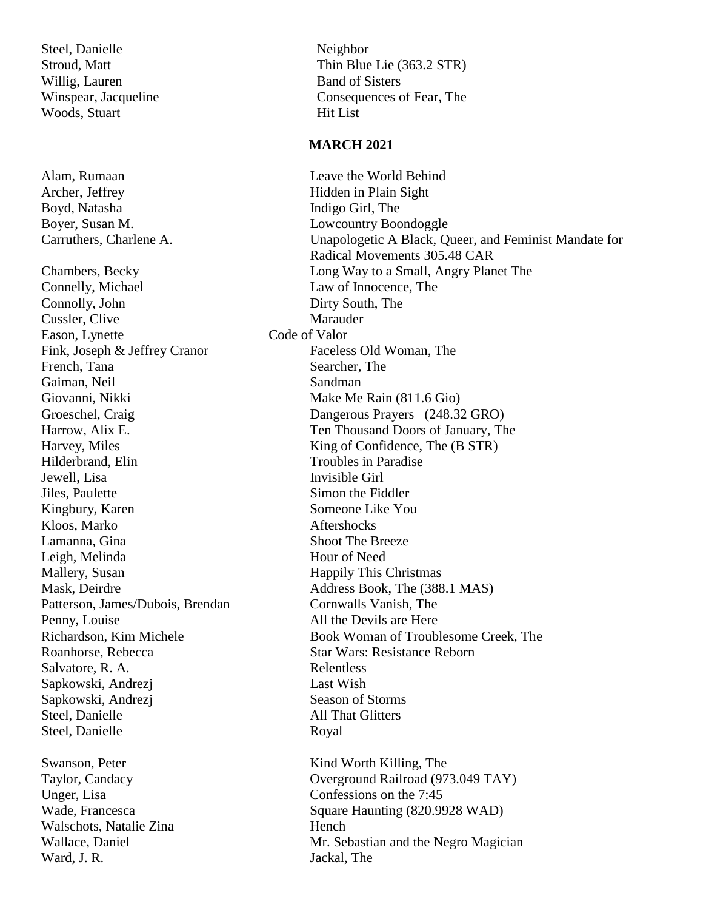| | |
|---|---|
| Steel, Danielle | Neighbor |
| Stroud, Matt | Thin Blue Lie (363.2 STR) |
| Willig, Lauren | Band of Sisters |
| Winspear, Jacqueline | Consequences of Fear, The |
| Woods, Stuart | Hit List |

## MARCH 2021

| | |
|---|---|
| Alam, Rumaan | Leave the World Behind |
| Archer, Jeffrey | Hidden in Plain Sight |
| Boyd, Natasha | Indigo Girl, The |
| Boyer, Susan M. | Lowcountry Boondoggle |
| Carruthers, Charlene A. | Unapologetic A Black, Queer, and Feminist Mandate for Radical Movements 305.48 CAR |
| Chambers, Becky | Long Way to a Small, Angry Planet The |
| Connelly, Michael | Law of Innocence, The |
| Connolly, John | Dirty South, The |
| Cussler, Clive | Marauder |
| Eason, Lynette | Code of Valor |
| Fink, Joseph & Jeffrey Cranor | Faceless Old Woman, The |
| French, Tana | Searcher, The |
| Gaiman, Neil | Sandman |
| Giovanni, Nikki | Make Me Rain (811.6 Gio) |
| Groeschel, Craig | Dangerous Prayers (248.32 GRO) |
| Harrow, Alix E. | Ten Thousand Doors of January, The |
| Harvey, Miles | King of Confidence, The (B STR) |
| Hilderbrand, Elin | Troubles in Paradise |
| Jewell, Lisa | Invisible Girl |
| Jiles, Paulette | Simon the Fiddler |
| Kingbury, Karen | Someone Like You |
| Kloos, Marko | Aftershocks |
| Lamanna, Gina | Shoot The Breeze |
| Leigh, Melinda | Hour of Need |
| Mallery, Susan | Happily This Christmas |
| Mask, Deirdre | Address Book, The (388.1 MAS) |
| Patterson, James/Dubois, Brendan | Cornwalls Vanish, The |
| Penny, Louise | All the Devils are Here |
| Richardson, Kim Michele | Book Woman of Troublesome Creek, The |
| Roanhorse, Rebecca | Star Wars: Resistance Reborn |
| Salvatore, R. A. | Relentless |
| Sapkowski, Andrezj | Last Wish |
| Sapkowski, Andrezj | Season of Storms |
| Steel, Danielle | All That Glitters |
| Steel, Danielle | Royal |
| Swanson, Peter | Kind Worth Killing, The |
| Taylor, Candacy | Overground Railroad (973.049 TAY) |
| Unger, Lisa | Confessions on the 7:45 |
| Wade, Francesca | Square Haunting (820.9928 WAD) |
| Walschots, Natalie Zina | Hench |
| Wallace, Daniel | Mr. Sebastian and the Negro Magician |
| Ward, J. R. | Jackal, The |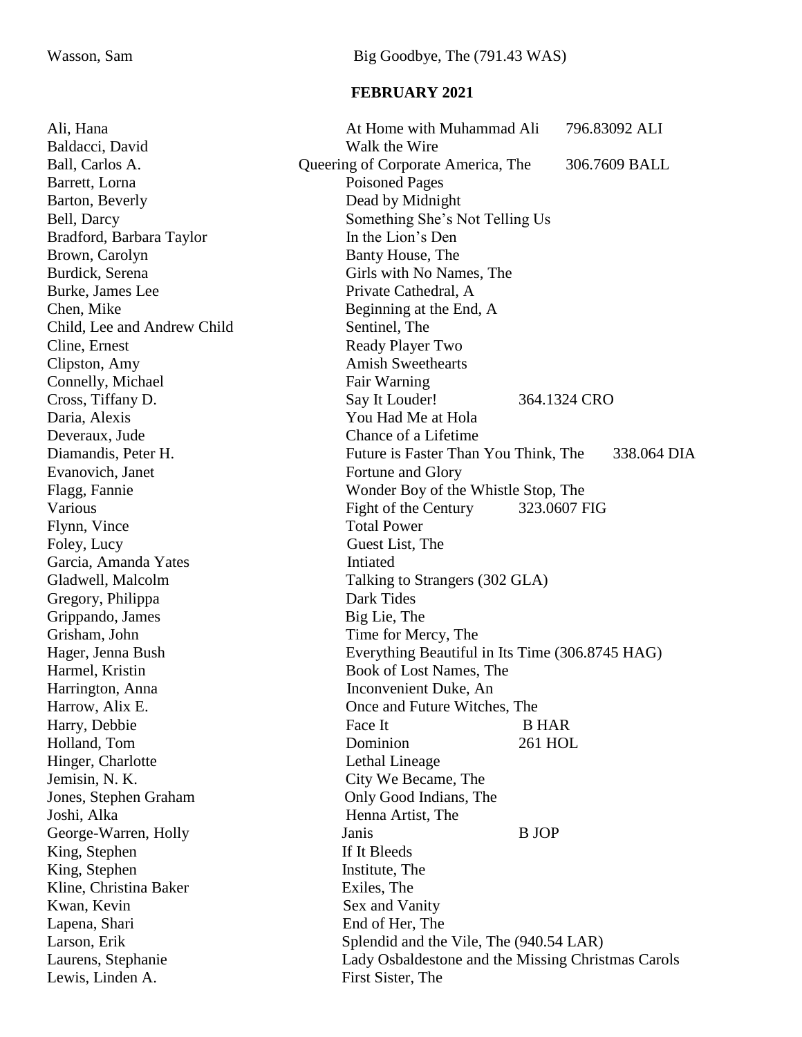Wasson, Sam Big Goodbye, The (791.43 WAS)

## FEBRUARY 2021

| Author | Title | Call Number |
|---|---|---|
| Ali, Hana | At Home with Muhammad Ali | 796.83092 ALI |
| Baldacci, David | Walk the Wire | |
| Ball, Carlos A. | Queering of Corporate America, The | 306.7609 BALL |
| Barrett, Lorna | Poisoned Pages | |
| Barton, Beverly | Dead by Midnight | |
| Bell, Darcy | Something She's Not Telling Us | |
| Bradford, Barbara Taylor | In the Lion's Den | |
| Brown, Carolyn | Banty House, The | |
| Burdick, Serena | Girls with No Names, The | |
| Burke, James Lee | Private Cathedral, A | |
| Chen, Mike | Beginning at the End, A | |
| Child, Lee and Andrew Child | Sentinel, The | |
| Cline, Ernest | Ready Player Two | |
| Clipston, Amy | Amish Sweethearts | |
| Connelly, Michael | Fair Warning | |
| Cross, Tiffany D. | Say It Louder! | 364.1324 CRO |
| Daria, Alexis | You Had Me at Hola | |
| Deveraux, Jude | Chance of a Lifetime | |
| Diamandis, Peter H. | Future is Faster Than You Think, The | 338.064 DIA |
| Evanovich, Janet | Fortune and Glory | |
| Flagg, Fannie | Wonder Boy of the Whistle Stop, The | |
| Various | Fight of the Century | 323.0607 FIG |
| Flynn, Vince | Total Power | |
| Foley, Lucy | Guest List, The | |
| Garcia, Amanda Yates | Intiated | |
| Gladwell, Malcolm | Talking to Strangers (302 GLA) | |
| Gregory, Philippa | Dark Tides | |
| Grippando, James | Big Lie, The | |
| Grisham, John | Time for Mercy, The | |
| Hager, Jenna Bush | Everything Beautiful in Its Time (306.8745 HAG) | |
| Harmel, Kristin | Book of Lost Names, The | |
| Harrington, Anna | Inconvenient Duke, An | |
| Harrow, Alix E. | Once and Future Witches, The | |
| Harry, Debbie | Face It | B HAR |
| Holland, Tom | Dominion | 261 HOL |
| Hinger, Charlotte | Lethal Lineage | |
| Jemisin, N. K. | City We Became, The | |
| Jones, Stephen Graham | Only Good Indians, The | |
| Joshi, Alka | Henna Artist, The | |
| George-Warren, Holly | Janis | B JOP |
| King, Stephen | If It Bleeds | |
| King, Stephen | Institute, The | |
| Kline, Christina Baker | Exiles, The | |
| Kwan, Kevin | Sex and Vanity | |
| Lapena, Shari | End of Her, The | |
| Larson, Erik | Splendid and the Vile, The (940.54 LAR) | |
| Laurens, Stephanie | Lady Osbaldestone and the Missing Christmas Carols | |
| Lewis, Linden A. | First Sister, The | |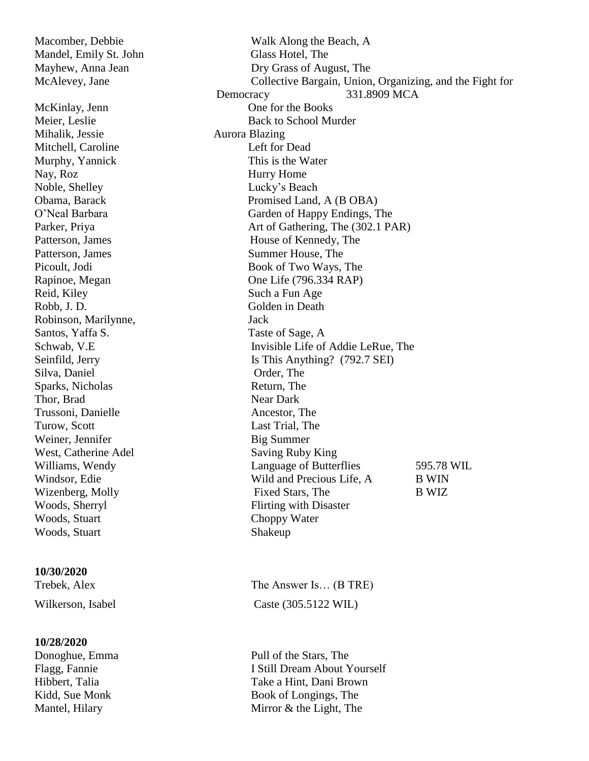| | | |
|---|---|---|
| Macomber, Debbie | Walk Along the Beach, A | |
| Mandel, Emily St. John | Glass Hotel, The | |
| Mayhew, Anna Jean | Dry Grass of August, The | |
| McAlevey, Jane | Collective Bargain, Union, Organizing, and the Fight for Democracy | 331.8909 MCA |
| McKinlay, Jenn | One for the Books | |
| Meier, Leslie | Back to School Murder | |
| Mihalik, Jessie | Aurora Blazing | |
| Mitchell, Caroline | Left for Dead | |
| Murphy, Yannick | This is the Water | |
| Nay, Roz | Hurry Home | |
| Noble, Shelley | Lucky's Beach | |
| Obama, Barack | Promised Land, A (B OBA) | |
| O'Neal Barbara | Garden of Happy Endings, The | |
| Parker, Priya | Art of Gathering, The (302.1 PAR) | |
| Patterson, James | House of Kennedy, The | |
| Patterson, James | Summer House, The | |
| Picoult, Jodi | Book of Two Ways, The | |
| Rapinoe, Megan | One Life (796.334 RAP) | |
| Reid, Kiley | Such a Fun Age | |
| Robb, J. D. | Golden in Death | |
| Robinson, Marilynne, | Jack | |
| Santos, Yaffa S. | Taste of Sage, A | |
| Schwab, V.E | Invisible Life of Addie LeRue, The | |
| Seinfild, Jerry | Is This Anything? (792.7 SEI) | |
| Silva, Daniel | Order, The | |
| Sparks, Nicholas | Return, The | |
| Thor, Brad | Near Dark | |
| Trussoni, Danielle | Ancestor, The | |
| Turow, Scott | Last Trial, The | |
| Weiner, Jennifer | Big Summer | |
| West, Catherine Adel | Saving Ruby King | |
| Williams, Wendy | Language of Butterflies | 595.78 WIL |
| Windsor, Edie | Wild and Precious Life, A | B WIN |
| Wizenberg, Molly | Fixed Stars, The | B WIZ |
| Woods, Sherryl | Flirting with Disaster | |
| Woods, Stuart | Choppy Water | |
| Woods, Stuart | Shakeup | |

**10/30/2020**

| | |
|---|---|
| Trebek, Alex | The Answer Is… (B TRE) |
| Wilkerson, Isabel | Caste (305.5122 WIL) |

**10/28/2020**

| | |
|---|---|
| Donoghue, Emma | Pull of the Stars, The |
| Flagg, Fannie | I Still Dream About Yourself |
| Hibbert, Talia | Take a Hint, Dani Brown |
| Kidd, Sue Monk | Book of Longings, The |
| Mantel, Hilary | Mirror & the Light, The |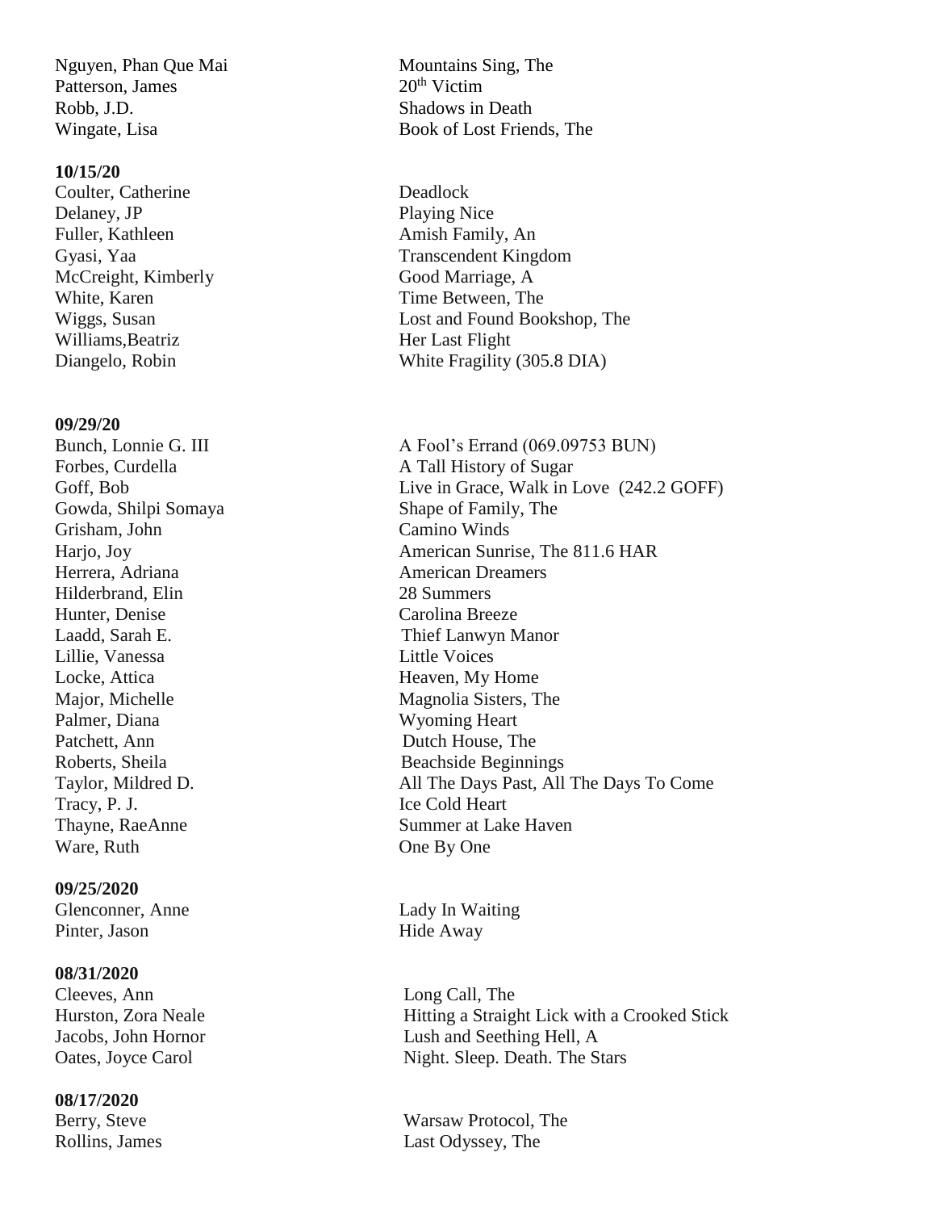| | |
|---|---|
| Nguyen, Phan Que Mai | Mountains Sing, The |
| Patterson, James | 20th Victim |
| Robb, J.D. | Shadows in Death |
| Wingate, Lisa | Book of Lost Friends, The |

**10/15/20**

| | |
|---|---|
| Coulter, Catherine | Deadlock |
| Delaney, JP | Playing Nice |
| Fuller, Kathleen | Amish Family, An |
| Gyasi, Yaa | Transcendent Kingdom |
| McCreight, Kimberly | Good Marriage, A |
| White, Karen | Time Between, The |
| Wiggs, Susan | Lost and Found Bookshop, The |
| Williams,Beatriz | Her Last Flight |
| Diangelo, Robin | White Fragility (305.8 DIA) |

**09/29/20**

| | |
|---|---|
| Bunch, Lonnie G. III | A Fool's Errand (069.09753 BUN) |
| Forbes, Curdella | A Tall History of Sugar |
| Goff, Bob | Live in Grace, Walk in Love (242.2 GOFF) |
| Gowda, Shilpi Somaya | Shape of Family, The |
| Grisham, John | Camino Winds |
| Harjo, Joy | American Sunrise, The 811.6 HAR |
| Herrera, Adriana | American Dreamers |
| Hilderbrand, Elin | 28 Summers |
| Hunter, Denise | Carolina Breeze |
| Laadd, Sarah E. | Thief Lanwyn Manor |
| Lillie, Vanessa | Little Voices |
| Locke, Attica | Heaven, My Home |
| Major, Michelle | Magnolia Sisters, The |
| Palmer, Diana | Wyoming Heart |
| Patchett, Ann | Dutch House, The |
| Roberts, Sheila | Beachside Beginnings |
| Taylor, Mildred D. | All The Days Past, All The Days To Come |
| Tracy, P. J. | Ice Cold Heart |
| Thayne, RaeAnne | Summer at Lake Haven |
| Ware, Ruth | One By One |

**09/25/2020**

| | |
|---|---|
| Glenconner, Anne | Lady In Waiting |
| Pinter, Jason | Hide Away |

**08/31/2020**

| | |
|---|---|
| Cleeves, Ann | Long Call, The |
| Hurston, Zora Neale | Hitting a Straight Lick with a Crooked Stick |
| Jacobs, John Hornor | Lush and Seething Hell, A |
| Oates, Joyce Carol | Night. Sleep. Death. The Stars |

**08/17/2020**

| | |
|---|---|
| Berry, Steve | Warsaw Protocol, The |
| Rollins, James | Last Odyssey, The |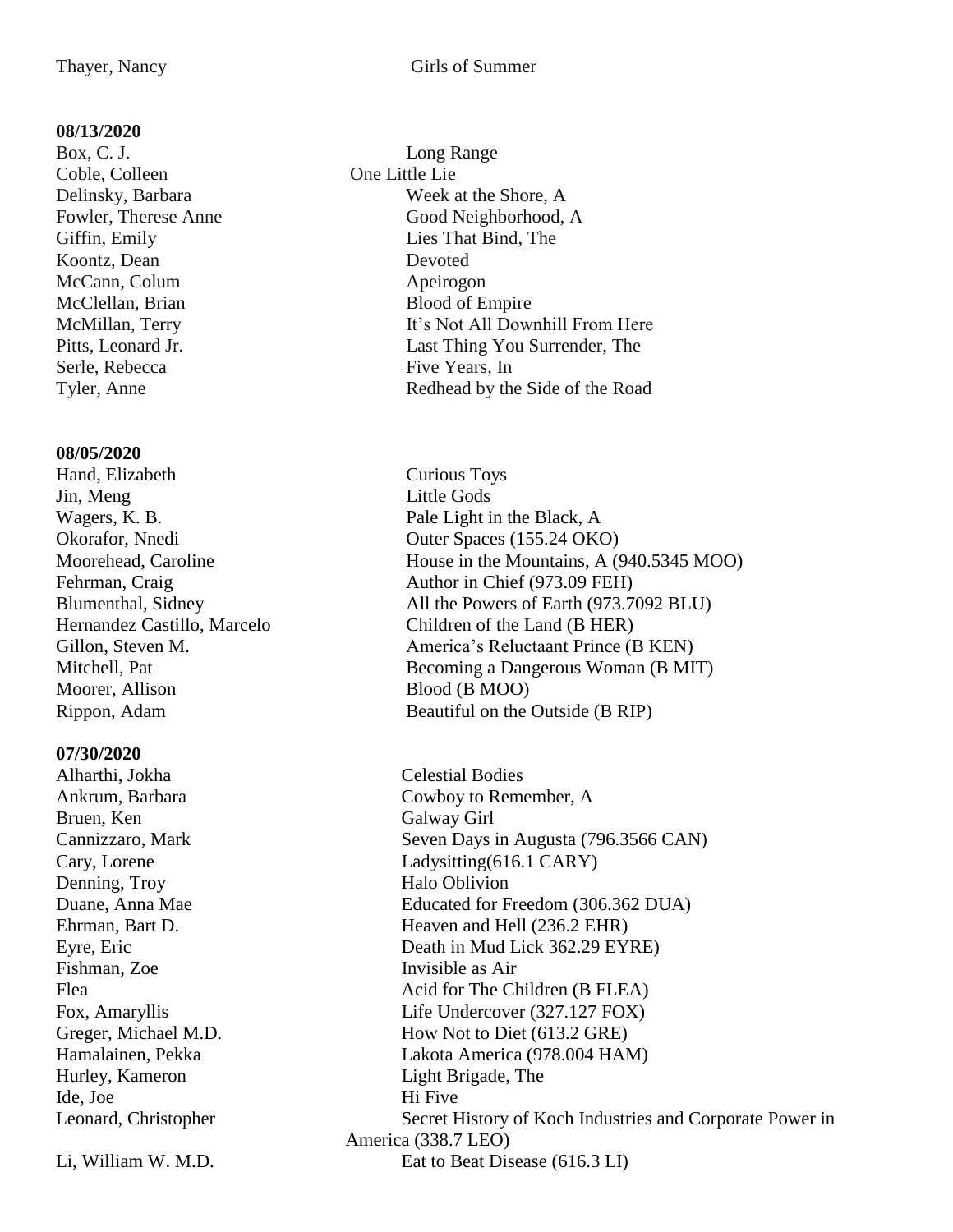Thayer, Nancy | Girls of Summer

**08/13/2020**

| | |
|---|---|
| Box, C. J. | Long Range |
| Coble, Colleen | One Little Lie |
| Delinsky, Barbara | Week at the Shore, A |
| Fowler, Therese Anne | Good Neighborhood, A |
| Giffin, Emily | Lies That Bind, The |
| Koontz, Dean | Devoted |
| McCann, Colum | Apeirogon |
| McClellan, Brian | Blood of Empire |
| McMillan, Terry | It's Not All Downhill From Here |
| Pitts, Leonard Jr. | Last Thing You Surrender, The |
| Serle, Rebecca | Five Years, In |
| Tyler, Anne | Redhead by the Side of the Road |

**08/05/2020**

| | |
|---|---|
| Hand, Elizabeth | Curious Toys |
| Jin, Meng | Little Gods |
| Wagers, K. B. | Pale Light in the Black, A |
| Okorafor, Nnedi | Outer Spaces (155.24 OKO) |
| Moorehead, Caroline | House in the Mountains, A (940.5345 MOO) |
| Fehrman, Craig | Author in Chief (973.09 FEH) |
| Blumenthal, Sidney | All the Powers of Earth (973.7092 BLU) |
| Hernandez Castillo, Marcelo | Children of the Land (B HER) |
| Gillon, Steven M. | America's Reluctaant Prince (B KEN) |
| Mitchell, Pat | Becoming a Dangerous Woman (B MIT) |
| Moorer, Allison | Blood (B MOO) |
| Rippon, Adam | Beautiful on the Outside (B RIP) |

**07/30/2020**

| | |
|---|---|
| Alharthi, Jokha | Celestial Bodies |
| Ankrum, Barbara | Cowboy to Remember, A |
| Bruen, Ken | Galway Girl |
| Cannizzaro, Mark | Seven Days in Augusta (796.3566 CAN) |
| Cary, Lorene | Ladysitting(616.1 CARY) |
| Denning, Troy | Halo Oblivion |
| Duane, Anna Mae | Educated for Freedom (306.362 DUA) |
| Ehrman, Bart D. | Heaven and Hell (236.2 EHR) |
| Eyre, Eric | Death in Mud Lick 362.29 EYRE) |
| Fishman, Zoe | Invisible as Air |
| Flea | Acid for The Children (B FLEA) |
| Fox, Amaryllis | Life Undercover (327.127 FOX) |
| Greger, Michael M.D. | How Not to Diet (613.2 GRE) |
| Hamalainen, Pekka | Lakota America (978.004 HAM) |
| Hurley, Kameron | Light Brigade, The |
| Ide, Joe | Hi Five |
| Leonard, Christopher | Secret History of Koch Industries and Corporate Power in America (338.7 LEO) |
| Li, William W. M.D. | Eat to Beat Disease (616.3 LI) |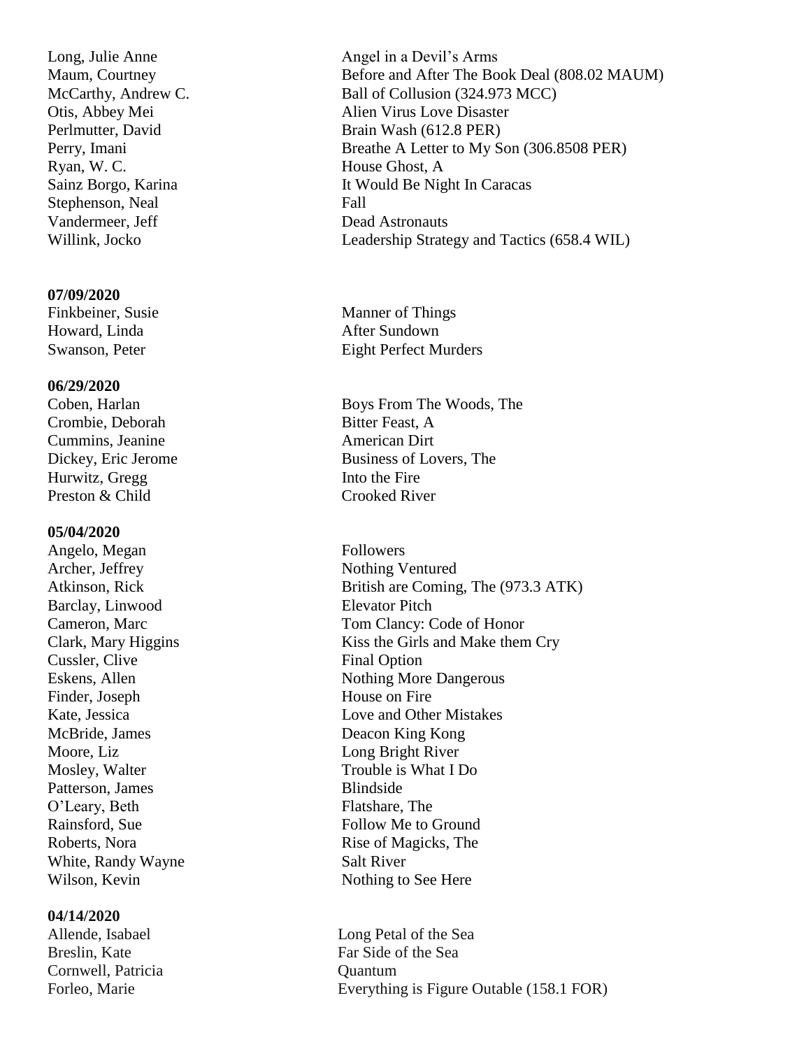| | |
|---|---|
| Long, Julie Anne | Angel in a Devil's Arms |
| Maum, Courtney | Before and After The Book Deal (808.02 MAUM) |
| McCarthy, Andrew C. | Ball of Collusion (324.973 MCC) |
| Otis, Abbey Mei | Alien Virus Love Disaster |
| Perlmutter, David | Brain Wash (612.8 PER) |
| Perry, Imani | Breathe A Letter to My Son (306.8508 PER) |
| Ryan, W. C. | House Ghost, A |
| Sainz Borgo, Karina | It Would Be Night In Caracas |
| Stephenson, Neal | Fall |
| Vandermeer, Jeff | Dead Astronauts |
| Willink, Jocko | Leadership Strategy and Tactics (658.4 WIL) |

**07/09/2020**

| | |
|---|---|
| Finkbeiner, Susie | Manner of Things |
| Howard, Linda | After Sundown |
| Swanson, Peter | Eight Perfect Murders |

**06/29/2020**

| | |
|---|---|
| Coben, Harlan | Boys From The Woods, The |
| Crombie, Deborah | Bitter Feast, A |
| Cummins, Jeanine | American Dirt |
| Dickey, Eric Jerome | Business of Lovers, The |
| Hurwitz, Gregg | Into the Fire |
| Preston & Child | Crooked River |

**05/04/2020**

| | |
|---|---|
| Angelo, Megan | Followers |
| Archer, Jeffrey | Nothing Ventured |
| Atkinson, Rick | British are Coming, The (973.3 ATK) |
| Barclay, Linwood | Elevator Pitch |
| Cameron, Marc | Tom Clancy: Code of Honor |
| Clark, Mary Higgins | Kiss the Girls and Make them Cry |
| Cussler, Clive | Final Option |
| Eskens, Allen | Nothing More Dangerous |
| Finder, Joseph | House on Fire |
| Kate, Jessica | Love and Other Mistakes |
| McBride, James | Deacon King Kong |
| Moore, Liz | Long Bright River |
| Mosley, Walter | Trouble is What I Do |
| Patterson, James | Blindside |
| O'Leary, Beth | Flatshare, The |
| Rainsford, Sue | Follow Me to Ground |
| Roberts, Nora | Rise of Magicks, The |
| White, Randy Wayne | Salt River |
| Wilson, Kevin | Nothing to See Here |

**04/14/2020**

| | |
|---|---|
| Allende, Isabael | Long Petal of the Sea |
| Breslin, Kate | Far Side of the Sea |
| Cornwell, Patricia | Quantum |
| Forleo, Marie | Everything is Figure Outable (158.1 FOR) |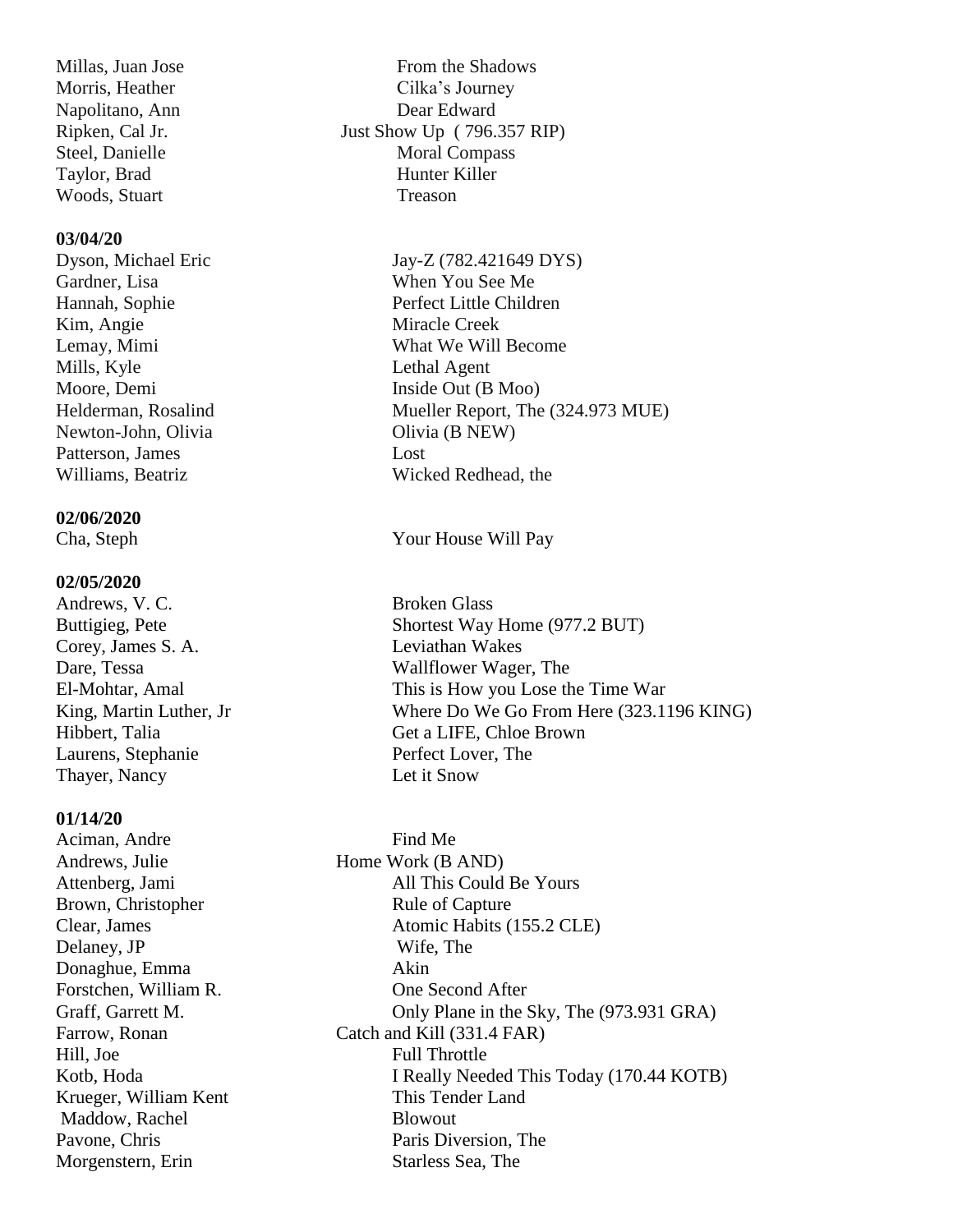| | |
|---|---|
| Millas, Juan Jose | From the Shadows |
| Morris, Heather | Cilka's Journey |
| Napolitano, Ann | Dear Edward |
| Ripken, Cal Jr. | Just Show Up ( 796.357 RIP) |
| Steel, Danielle | Moral Compass |
| Taylor, Brad | Hunter Killer |
| Woods, Stuart | Treason |

**03/04/20**

| | |
|---|---|
| Dyson, Michael Eric | Jay-Z (782.421649 DYS) |
| Gardner, Lisa | When You See Me |
| Hannah, Sophie | Perfect Little Children |
| Kim, Angie | Miracle Creek |
| Lemay, Mimi | What We Will Become |
| Mills, Kyle | Lethal Agent |
| Moore, Demi | Inside Out (B Moo) |
| Helderman, Rosalind | Mueller Report, The (324.973 MUE) |
| Newton-John, Olivia | Olivia (B NEW) |
| Patterson, James | Lost |
| Williams, Beatriz | Wicked Redhead, the |

**02/06/2020**

| | |
|---|---|
| Cha, Steph | Your House Will Pay |

**02/05/2020**

| | |
|---|---|
| Andrews, V. C. | Broken Glass |
| Buttigieg, Pete | Shortest Way Home (977.2 BUT) |
| Corey, James S. A. | Leviathan Wakes |
| Dare, Tessa | Wallflower Wager, The |
| El-Mohtar, Amal | This is How you Lose the Time War |
| King, Martin Luther, Jr | Where Do We Go From Here (323.1196 KING) |
| Hibbert, Talia | Get a LIFE, Chloe Brown |
| Laurens, Stephanie | Perfect Lover, The |
| Thayer, Nancy | Let it Snow |

**01/14/20**

| | |
|---|---|
| Aciman, Andre | Find Me |
| Andrews, Julie | Home Work (B AND) |
| Attenberg, Jami | All This Could Be Yours |
| Brown, Christopher | Rule of Capture |
| Clear, James | Atomic Habits (155.2 CLE) |
| Delaney, JP | Wife, The |
| Donaghue, Emma | Akin |
| Forstchen, William R. | One Second After |
| Graff, Garrett M. | Only Plane in the Sky, The (973.931 GRA) |
| Farrow, Ronan | Catch and Kill (331.4 FAR) |
| Hill, Joe | Full Throttle |
| Kotb, Hoda | I Really Needed This Today (170.44 KOTB) |
| Krueger, William Kent | This Tender Land |
| Maddow, Rachel | Blowout |
| Pavone, Chris | Paris Diversion, The |
| Morgenstern, Erin | Starless Sea, The |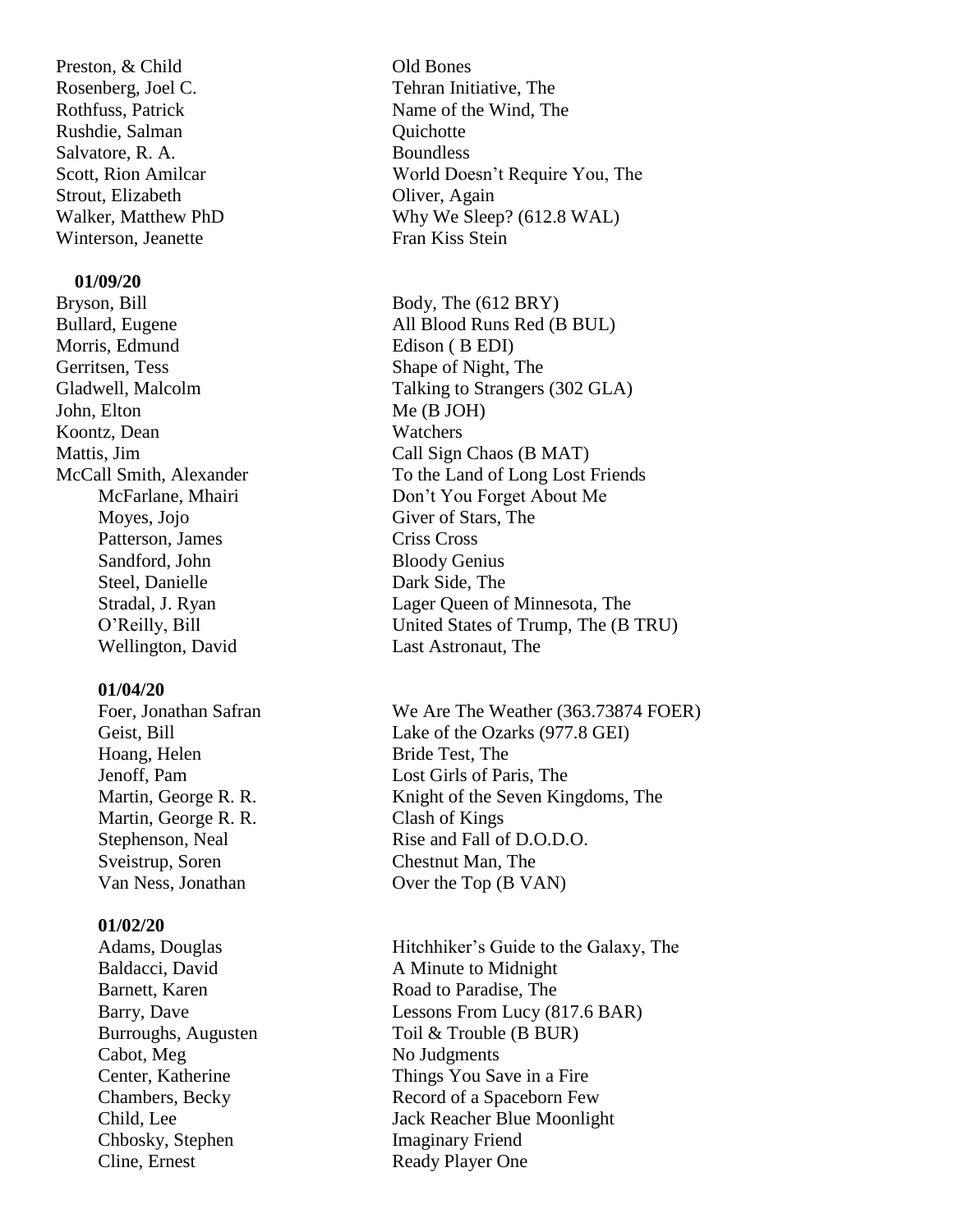| Author | Title |
|---|---|
| Preston, & Child | Old Bones |
| Rosenberg, Joel C. | Tehran Initiative, The |
| Rothfuss, Patrick | Name of the Wind, The |
| Rushdie, Salman | Quichotte |
| Salvatore, R. A. | Boundless |
| Scott, Rion Amilcar | World Doesn’t Require You, The |
| Strout, Elizabeth | Oliver, Again |
| Walker, Matthew PhD | Why We Sleep? (612.8 WAL) |
| Winterson, Jeanette | Fran Kiss Stein |

**01/09/20**

| Author | Title |
|---|---|
| Bryson, Bill | Body, The (612 BRY) |
| Bullard, Eugene | All Blood Runs Red (B BUL) |
| Morris, Edmund | Edison ( B EDI) |
| Gerritsen, Tess | Shape of Night, The |
| Gladwell, Malcolm | Talking to Strangers (302 GLA) |
| John, Elton | Me (B JOH) |
| Koontz, Dean | Watchers |
| Mattis, Jim | Call Sign Chaos (B MAT) |
| McCall Smith, Alexander | To the Land of Long Lost Friends |
| McFarlane, Mhairi | Don’t You Forget About Me |
| Moyes, Jojo | Giver of Stars, The |
| Patterson, James | Criss Cross |
| Sandford, John | Bloody Genius |
| Steel, Danielle | Dark Side, The |
| Stradal, J. Ryan | Lager Queen of Minnesota, The |
| O’Reilly, Bill | United States of Trump, The (B TRU) |
| Wellington, David | Last Astronaut, The |

**01/04/20**

| Author | Title |
|---|---|
| Foer, Jonathan Safran | We Are The Weather (363.73874 FOER) |
| Geist, Bill | Lake of the Ozarks (977.8 GEI) |
| Hoang, Helen | Bride Test, The |
| Jenoff, Pam | Lost Girls of Paris, The |
| Martin, George R. R. | Knight of the Seven Kingdoms, The |
| Martin, George R. R. | Clash of Kings |
| Stephenson, Neal | Rise and Fall of D.O.D.O. |
| Sveistrup, Soren | Chestnut Man, The |
| Van Ness, Jonathan | Over the Top (B VAN) |

**01/02/20**

| Author | Title |
|---|---|
| Adams, Douglas | Hitchhiker’s Guide to the Galaxy, The |
| Baldacci, David | A Minute to Midnight |
| Barnett, Karen | Road to Paradise, The |
| Barry, Dave | Lessons From Lucy (817.6 BAR) |
| Burroughs, Augusten | Toil & Trouble (B BUR) |
| Cabot, Meg | No Judgments |
| Center, Katherine | Things You Save in a Fire |
| Chambers, Becky | Record of a Spaceborn Few |
| Child, Lee | Jack Reacher Blue Moonlight |
| Chbosky, Stephen | Imaginary Friend |
| Cline, Ernest | Ready Player One |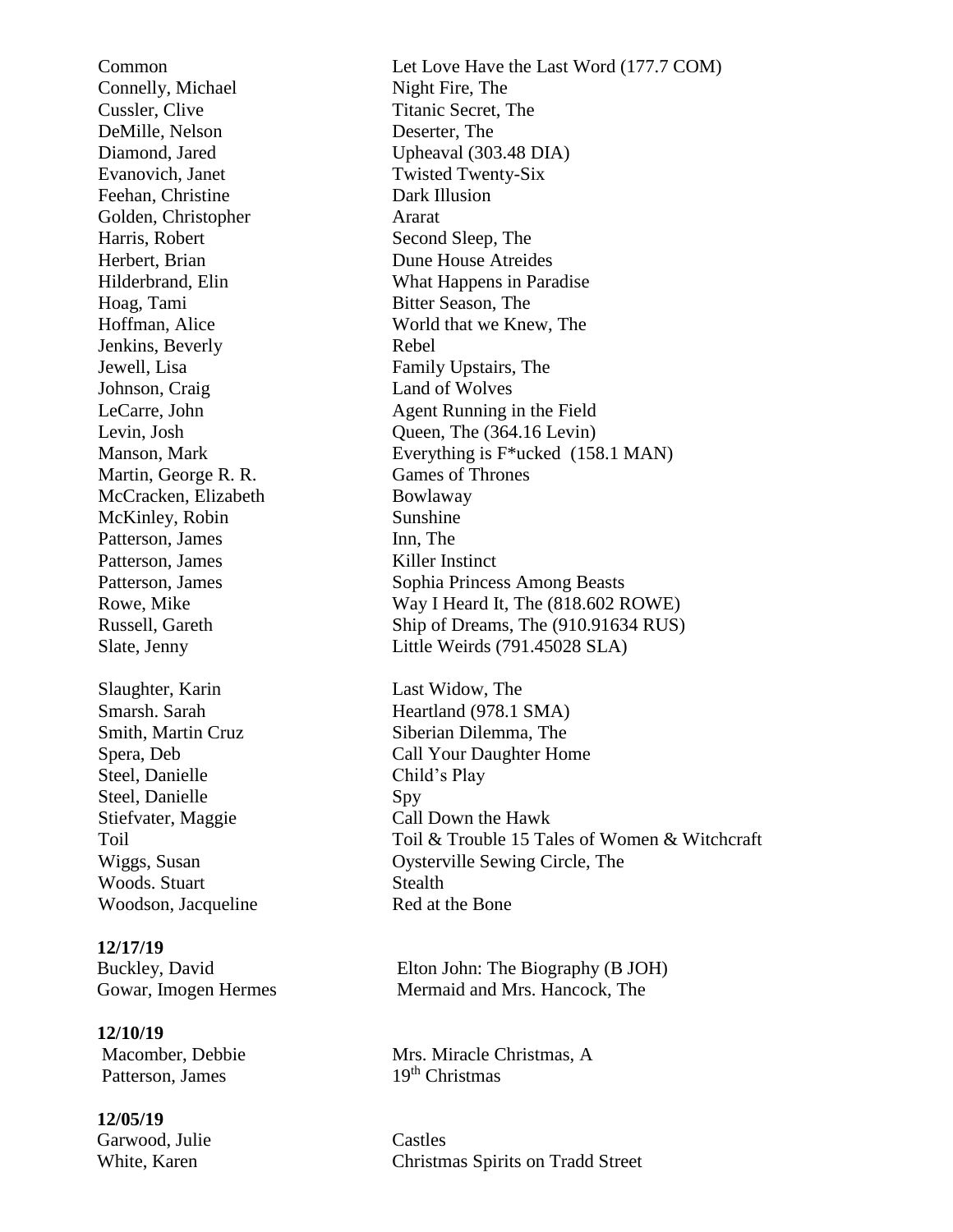| | |
|---|---|
| Common | Let Love Have the Last Word (177.7 COM) |
| Connelly, Michael | Night Fire, The |
| Cussler, Clive | Titanic Secret, The |
| DeMille, Nelson | Deserter, The |
| Diamond, Jared | Upheaval (303.48 DIA) |
| Evanovich, Janet | Twisted Twenty-Six |
| Feehan, Christine | Dark Illusion |
| Golden, Christopher | Ararat |
| Harris, Robert | Second Sleep, The |
| Herbert, Brian | Dune House Atreides |
| Hilderbrand, Elin | What Happens in Paradise |
| Hoag, Tami | Bitter Season, The |
| Hoffman, Alice | World that we Knew, The |
| Jenkins, Beverly | Rebel |
| Jewell, Lisa | Family Upstairs, The |
| Johnson, Craig | Land of Wolves |
| LeCarre, John | Agent Running in the Field |
| Levin, Josh | Queen, The (364.16 Levin) |
| Manson, Mark | Everything is F*ucked (158.1 MAN) |
| Martin, George R. R. | Games of Thrones |
| McCracken, Elizabeth | Bowlaway |
| McKinley, Robin | Sunshine |
| Patterson, James | Inn, The |
| Patterson, James | Killer Instinct |
| Patterson, James | Sophia Princess Among Beasts |
| Rowe, Mike | Way I Heard It, The (818.602 ROWE) |
| Russell, Gareth | Ship of Dreams, The (910.91634 RUS) |
| Slate, Jenny | Little Weirds (791.45028 SLA) |
| Slaughter, Karin | Last Widow, The |
| Smarsh. Sarah | Heartland (978.1 SMA) |
| Smith, Martin Cruz | Siberian Dilemma, The |
| Spera, Deb | Call Your Daughter Home |
| Steel, Danielle | Child's Play |
| Steel, Danielle | Spy |
| Stiefvater, Maggie | Call Down the Hawk |
| Toil | Toil & Trouble 15 Tales of Women & Witchcraft |
| Wiggs, Susan | Oysterville Sewing Circle, The |
| Woods. Stuart | Stealth |
| Woodson, Jacqueline | Red at the Bone |

**12/17/19**

| | |
|---|---|
| Buckley, David | Elton John: The Biography (B JOH) |
| Gowar, Imogen Hermes | Mermaid and Mrs. Hancock, The |

**12/10/19**

| | |
|---|---|
| Macomber, Debbie | Mrs. Miracle Christmas, A |
| Patterson, James | 19th Christmas |

**12/05/19**

| | |
|---|---|
| Garwood, Julie | Castles |
| White, Karen | Christmas Spirits on Tradd Street |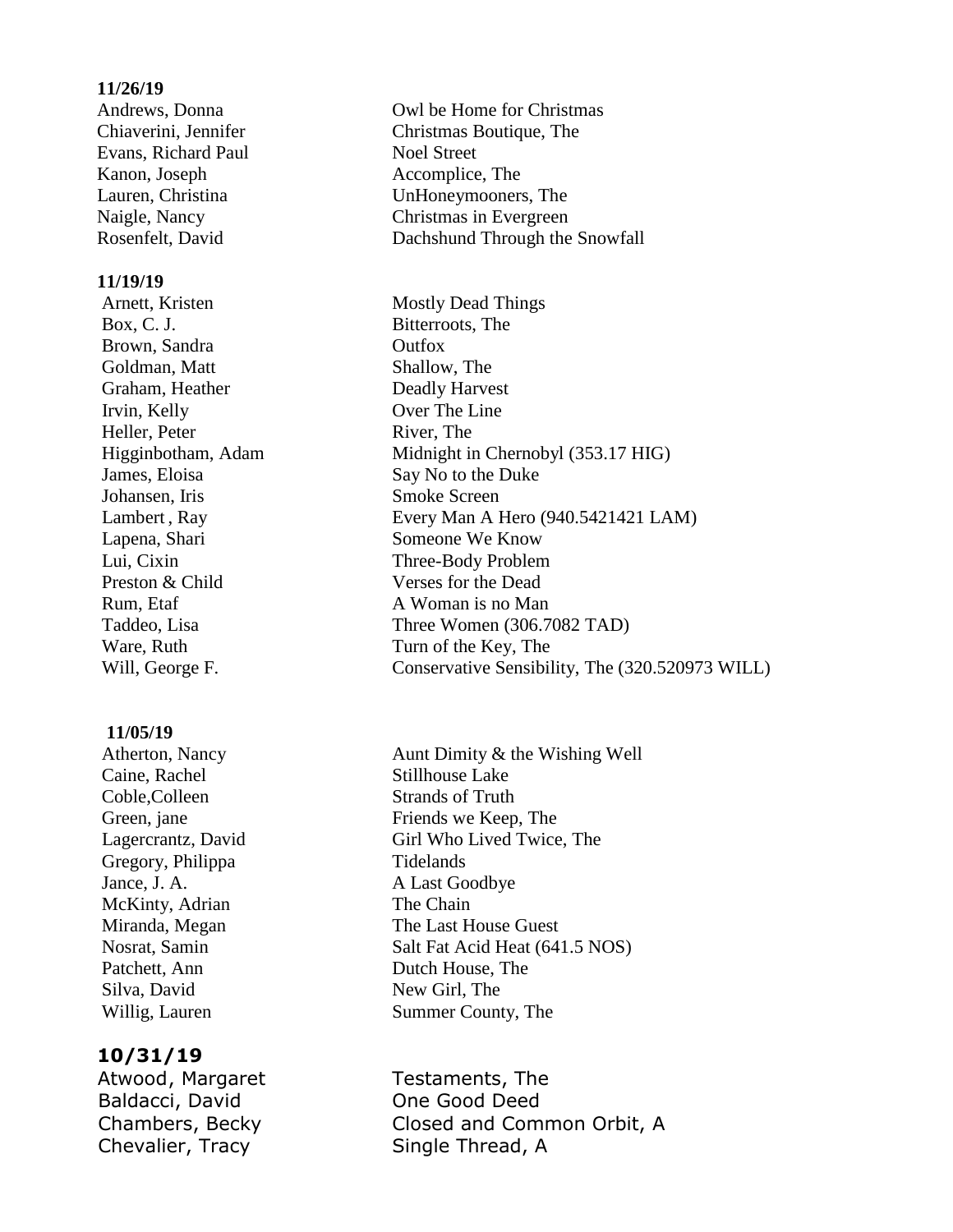**11/26/19**

| | |
|---|---|
| Andrews, Donna | Owl be Home for Christmas |
| Chiaverini, Jennifer | Christmas Boutique, The |
| Evans, Richard Paul | Noel Street |
| Kanon, Joseph | Accomplice, The |
| Lauren, Christina | UnHoneymooners, The |
| Naigle, Nancy | Christmas in Evergreen |
| Rosenfelt, David | Dachshund Through the Snowfall |

**11/19/19**

| | |
|---|---|
| Arnett, Kristen | Mostly Dead Things |
| Box, C. J. | Bitterroots, The |
| Brown, Sandra | Outfox |
| Goldman, Matt | Shallow, The |
| Graham, Heather | Deadly Harvest |
| Irvin, Kelly | Over The Line |
| Heller, Peter | River, The |
| Higginbotham, Adam | Midnight in Chernobyl (353.17 HIG) |
| James, Eloisa | Say No to the Duke |
| Johansen, Iris | Smoke Screen |
| Lambert , Ray | Every Man A Hero (940.5421421 LAM) |
| Lapena, Shari | Someone We Know |
| Lui, Cixin | Three-Body Problem |
| Preston & Child | Verses for the Dead |
| Rum, Etaf | A Woman is no Man |
| Taddeo, Lisa | Three Women (306.7082 TAD) |
| Ware, Ruth | Turn of the Key, The |
| Will, George F. | Conservative Sensibility, The (320.520973 WILL) |

**11/05/19**

| | |
|---|---|
| Atherton, Nancy | Aunt Dimity & the Wishing Well |
| Caine, Rachel | Stillhouse Lake |
| Coble,Colleen | Strands of Truth |
| Green, jane | Friends we Keep, The |
| Lagercrantz, David | Girl Who Lived Twice, The |
| Gregory, Philippa | Tidelands |
| Jance, J. A. | A Last Goodbye |
| McKinty, Adrian | The Chain |
| Miranda, Megan | The Last House Guest |
| Nosrat, Samin | Salt Fat Acid Heat (641.5 NOS) |
| Patchett, Ann | Dutch House, The |
| Silva, David | New Girl, The |
| Willig, Lauren | Summer County, The |

**10/31/19**

| | |
|---|---|
| Atwood, Margaret | Testaments, The |
| Baldacci, David | One Good Deed |
| Chambers, Becky | Closed and Common Orbit, A |
| Chevalier, Tracy | Single Thread, A |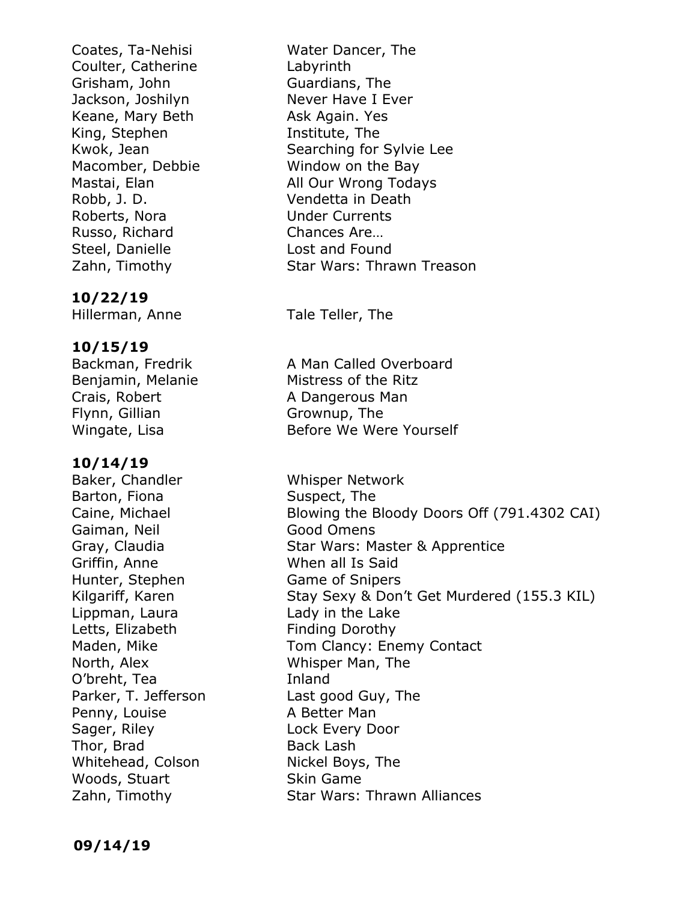| | |
|---|---|
| Coates, Ta-Nehisi | Water Dancer, The |
| Coulter, Catherine | Labyrinth |
| Grisham, John | Guardians, The |
| Jackson, Joshilyn | Never Have I Ever |
| Keane, Mary Beth | Ask Again. Yes |
| King, Stephen | Institute, The |
| Kwok, Jean | Searching for Sylvie Lee |
| Macomber, Debbie | Window on the Bay |
| Mastai, Elan | All Our Wrong Todays |
| Robb, J. D. | Vendetta in Death |
| Roberts, Nora | Under Currents |
| Russo, Richard | Chances Are… |
| Steel, Danielle | Lost and Found |
| Zahn, Timothy | Star Wars: Thrawn Treason |

**10/22/19**

| | |
|---|---|
| Hillerman, Anne | Tale Teller, The |

**10/15/19**

| | |
|---|---|
| Backman, Fredrik | A Man Called Overboard |
| Benjamin, Melanie | Mistress of the Ritz |
| Crais, Robert | A Dangerous Man |
| Flynn, Gillian | Grownup, The |
| Wingate, Lisa | Before We Were Yourself |

**10/14/19**

| | |
|---|---|
| Baker, Chandler | Whisper Network |
| Barton, Fiona | Suspect, The |
| Caine, Michael | Blowing the Bloody Doors Off (791.4302 CAI) |
| Gaiman, Neil | Good Omens |
| Gray, Claudia | Star Wars: Master & Apprentice |
| Griffin, Anne | When all Is Said |
| Hunter, Stephen | Game of Snipers |
| Kilgariff, Karen | Stay Sexy & Don't Get Murdered (155.3 KIL) |
| Lippman, Laura | Lady in the Lake |
| Letts, Elizabeth | Finding Dorothy |
| Maden, Mike | Tom Clancy: Enemy Contact |
| North, Alex | Whisper Man, The |
| O'breht, Tea | Inland |
| Parker, T. Jefferson | Last good Guy, The |
| Penny, Louise | A Better Man |
| Sager, Riley | Lock Every Door |
| Thor, Brad | Back Lash |
| Whitehead, Colson | Nickel Boys, The |
| Woods, Stuart | Skin Game |
| Zahn, Timothy | Star Wars: Thrawn Alliances |

**09/14/19**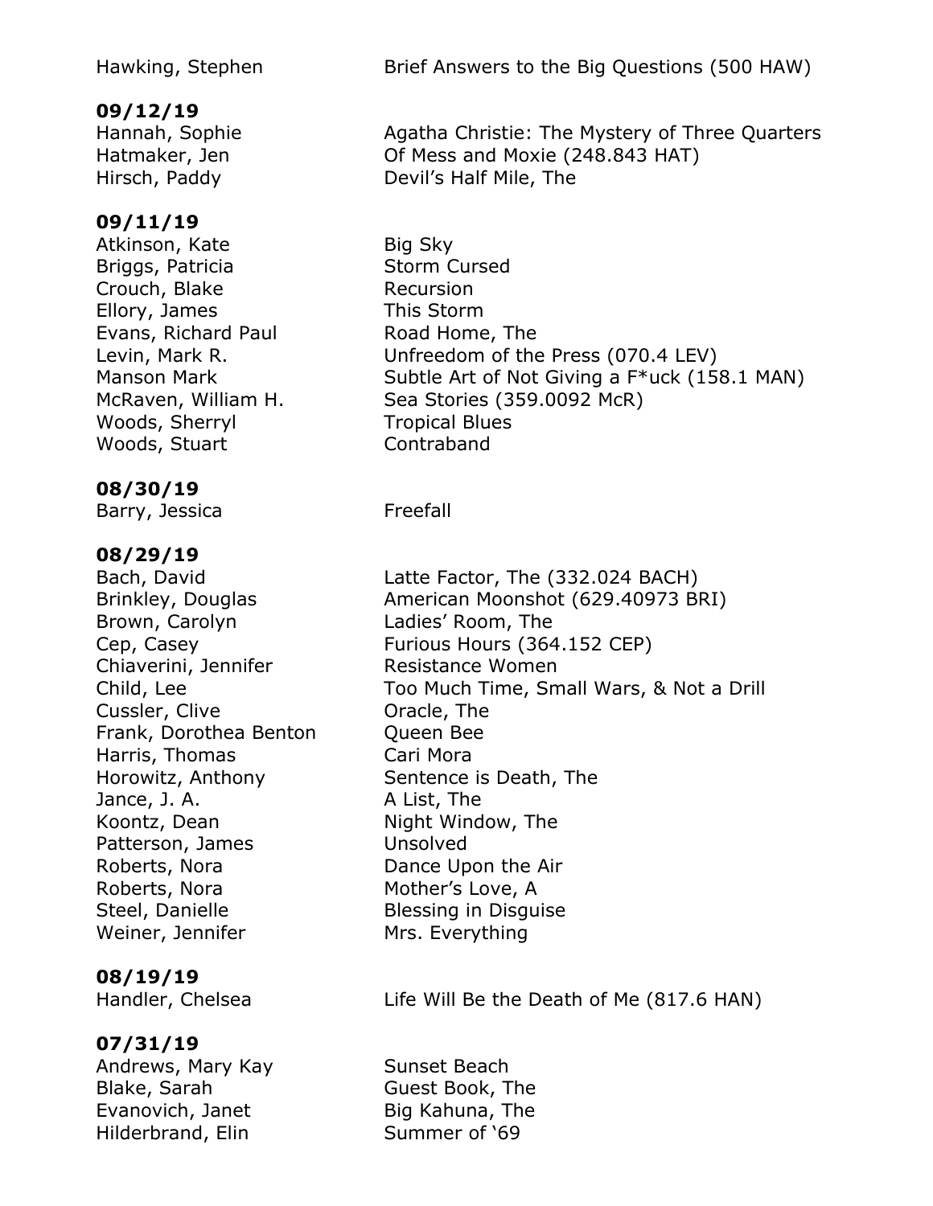Hawking, Stephen | Brief Answers to the Big Questions (500 HAW)

**09/12/19**

Hannah, Sophie | Agatha Christie: The Mystery of Three Quarters
Hatmaker, Jen | Of Mess and Moxie (248.843 HAT)
Hirsch, Paddy | Devil's Half Mile, The

**09/11/19**

Atkinson, Kate | Big Sky
Briggs, Patricia | Storm Cursed
Crouch, Blake | Recursion
Ellory, James | This Storm
Evans, Richard Paul | Road Home, The
Levin, Mark R. | Unfreedom of the Press (070.4 LEV)
Manson Mark | Subtle Art of Not Giving a F*uck (158.1 MAN)
McRaven, William H. | Sea Stories (359.0092 McR)
Woods, Sherryl | Tropical Blues
Woods, Stuart | Contraband

**08/30/19**

Barry, Jessica | Freefall

**08/29/19**

Bach, David | Latte Factor, The (332.024 BACH)
Brinkley, Douglas | American Moonshot (629.40973 BRI)
Brown, Carolyn | Ladies' Room, The
Cep, Casey | Furious Hours (364.152 CEP)
Chiaverini, Jennifer | Resistance Women
Child, Lee | Too Much Time, Small Wars, & Not a Drill
Cussler, Clive | Oracle, The
Frank, Dorothea Benton | Queen Bee
Harris, Thomas | Cari Mora
Horowitz, Anthony | Sentence is Death, The
Jance, J. A. | A List, The
Koontz, Dean | Night Window, The
Patterson, James | Unsolved
Roberts, Nora | Dance Upon the Air
Roberts, Nora | Mother's Love, A
Steel, Danielle | Blessing in Disguise
Weiner, Jennifer | Mrs. Everything

**08/19/19**

Handler, Chelsea | Life Will Be the Death of Me (817.6 HAN)

**07/31/19**

Andrews, Mary Kay | Sunset Beach
Blake, Sarah | Guest Book, The
Evanovich, Janet | Big Kahuna, The
Hilderbrand, Elin | Summer of '69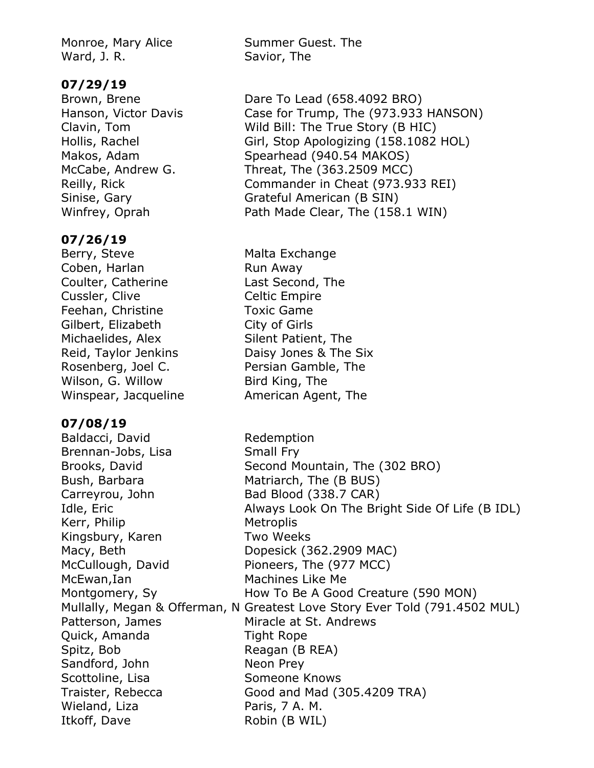| | |
|---|---|
| Monroe, Mary Alice | Summer Guest. The |
| Ward, J. R. | Savior, The |

**07/29/19**

| | |
|---|---|
| Brown, Brene | Dare To Lead (658.4092 BRO) |
| Hanson, Victor Davis | Case for Trump, The (973.933 HANSON) |
| Clavin, Tom | Wild Bill: The True Story (B HIC) |
| Hollis, Rachel | Girl, Stop Apologizing (158.1082 HOL) |
| Makos, Adam | Spearhead (940.54 MAKOS) |
| McCabe, Andrew G. | Threat, The (363.2509 MCC) |
| Reilly, Rick | Commander in Cheat (973.933 REI) |
| Sinise, Gary | Grateful American (B SIN) |
| Winfrey, Oprah | Path Made Clear, The (158.1 WIN) |

**07/26/19**

| | |
|---|---|
| Berry, Steve | Malta Exchange |
| Coben, Harlan | Run Away |
| Coulter, Catherine | Last Second, The |
| Cussler, Clive | Celtic Empire |
| Feehan, Christine | Toxic Game |
| Gilbert, Elizabeth | City of Girls |
| Michaelides, Alex | Silent Patient, The |
| Reid, Taylor Jenkins | Daisy Jones & The Six |
| Rosenberg, Joel C. | Persian Gamble, The |
| Wilson, G. Willow | Bird King, The |
| Winspear, Jacqueline | American Agent, The |

**07/08/19**

| | |
|---|---|
| Baldacci, David | Redemption |
| Brennan-Jobs, Lisa | Small Fry |
| Brooks, David | Second Mountain, The (302 BRO) |
| Bush, Barbara | Matriarch, The (B BUS) |
| Carreyrou, John | Bad Blood (338.7 CAR) |
| Idle, Eric | Always Look On The Bright Side Of Life (B IDL) |
| Kerr, Philip | Metroplis |
| Kingsbury, Karen | Two Weeks |
| Macy, Beth | Dopesick (362.2909 MAC) |
| McCullough, David | Pioneers, The (977 MCC) |
| McEwan,Ian | Machines Like Me |
| Montgomery, Sy | How To Be A Good Creature (590 MON) |
| Mullally, Megan & Offerman, N | Greatest Love Story Ever Told (791.4502 MUL) |
| Patterson, James | Miracle at St. Andrews |
| Quick, Amanda | Tight Rope |
| Spitz, Bob | Reagan (B REA) |
| Sandford, John | Neon Prey |
| Scottoline, Lisa | Someone Knows |
| Traister, Rebecca | Good and Mad (305.4209 TRA) |
| Wieland, Liza | Paris, 7 A. M. |
| Itkoff, Dave | Robin (B WIL) |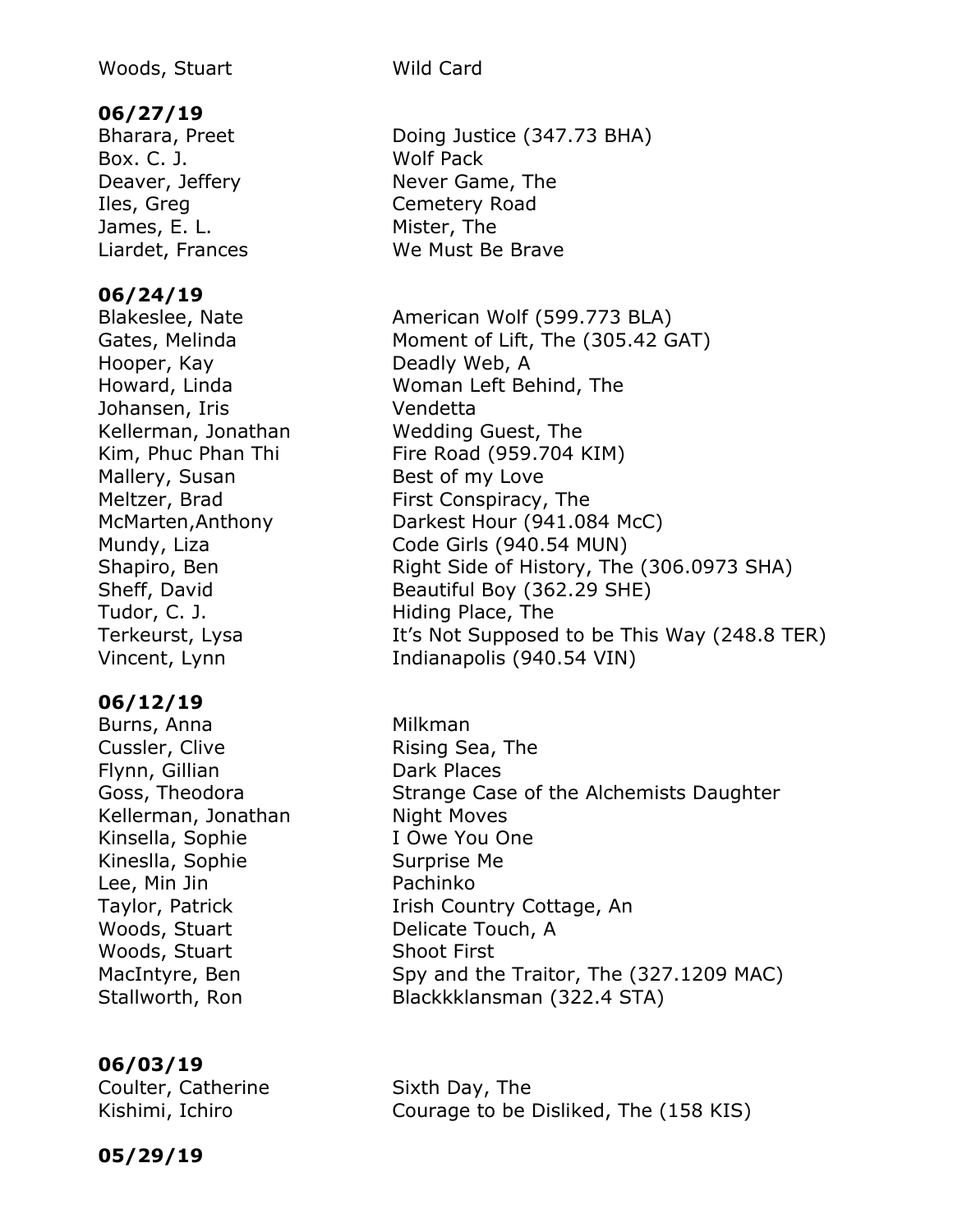| | |
|---|---|
| Woods, Stuart | Wild Card |

**06/27/19**

| | |
|---|---|
| Bharara, Preet | Doing Justice (347.73 BHA) |
| Box. C. J. | Wolf Pack |
| Deaver, Jeffery | Never Game, The |
| Iles, Greg | Cemetery Road |
| James, E. L. | Mister, The |
| Liardet, Frances | We Must Be Brave |

**06/24/19**

| | |
|---|---|
| Blakeslee, Nate | American Wolf (599.773 BLA) |
| Gates, Melinda | Moment of Lift, The (305.42 GAT) |
| Hooper, Kay | Deadly Web, A |
| Howard, Linda | Woman Left Behind, The |
| Johansen, Iris | Vendetta |
| Kellerman, Jonathan | Wedding Guest, The |
| Kim, Phuc Phan Thi | Fire Road (959.704 KIM) |
| Mallery, Susan | Best of my Love |
| Meltzer, Brad | First Conspiracy, The |
| McMarten,Anthony | Darkest Hour (941.084 McC) |
| Mundy, Liza | Code Girls (940.54 MUN) |
| Shapiro, Ben | Right Side of History, The (306.0973 SHA) |
| Sheff, David | Beautiful Boy (362.29 SHE) |
| Tudor, C. J. | Hiding Place, The |
| Terkeurst, Lysa | It's Not Supposed to be This Way (248.8 TER) |
| Vincent, Lynn | Indianapolis (940.54 VIN) |

**06/12/19**

| | |
|---|---|
| Burns, Anna | Milkman |
| Cussler, Clive | Rising Sea, The |
| Flynn, Gillian | Dark Places |
| Goss, Theodora | Strange Case of the Alchemists Daughter |
| Kellerman, Jonathan | Night Moves |
| Kinsella, Sophie | I Owe You One |
| Kineslla, Sophie | Surprise Me |
| Lee, Min Jin | Pachinko |
| Taylor, Patrick | Irish Country Cottage, An |
| Woods, Stuart | Delicate Touch, A |
| Woods, Stuart | Shoot First |
| MacIntyre, Ben | Spy and the Traitor, The (327.1209 MAC) |
| Stallworth, Ron | Blackkklansman (322.4 STA) |

**06/03/19**

| | |
|---|---|
| Coulter, Catherine | Sixth Day, The |
| Kishimi, Ichiro | Courage to be Disliked, The (158 KIS) |

**05/29/19**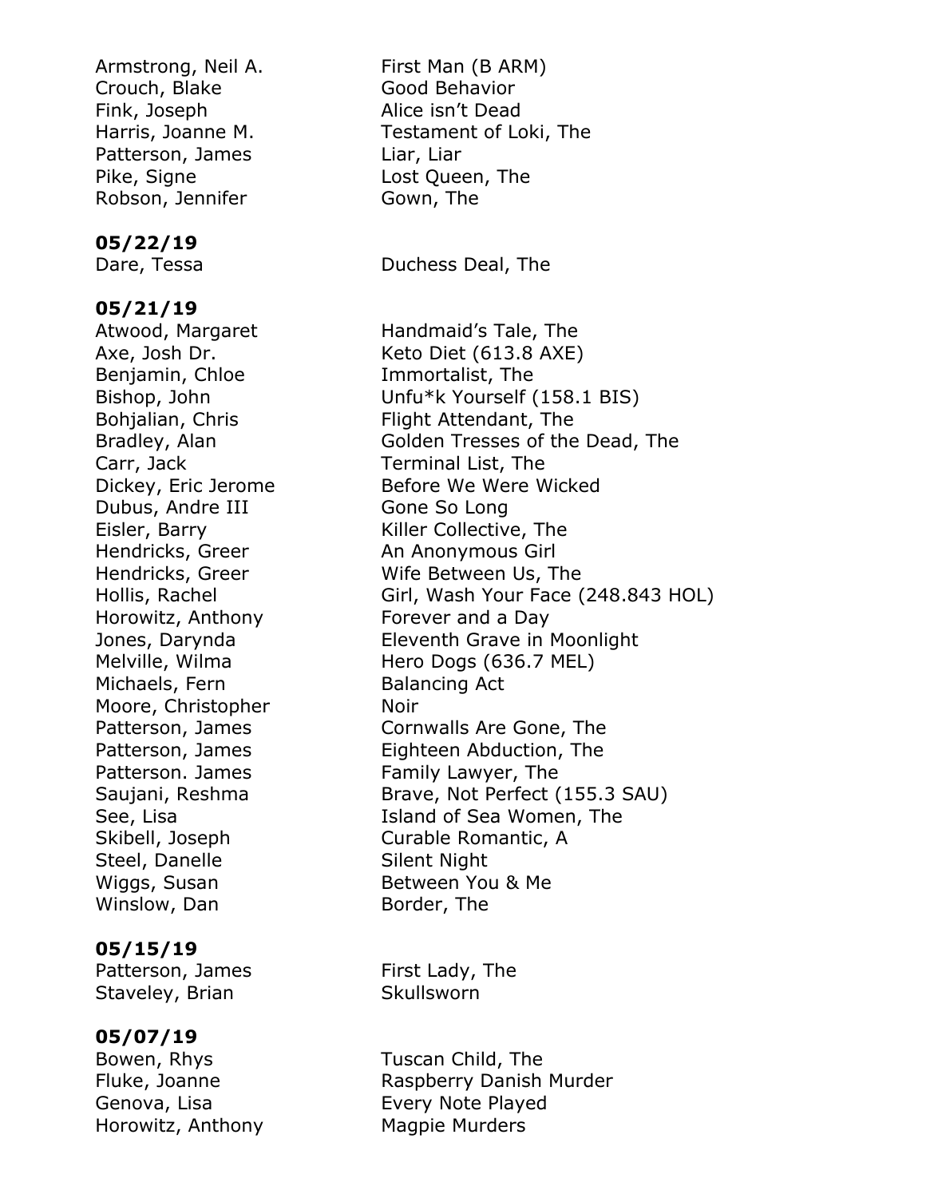| | |
|---|---|
| Armstrong, Neil A. | First Man (B ARM) |
| Crouch, Blake | Good Behavior |
| Fink, Joseph | Alice isn't Dead |
| Harris, Joanne M. | Testament of Loki, The |
| Patterson, James | Liar, Liar |
| Pike, Signe | Lost Queen, The |
| Robson, Jennifer | Gown, The |

**05/22/19**

| | |
|---|---|
| Dare, Tessa | Duchess Deal, The |

**05/21/19**

| | |
|---|---|
| Atwood, Margaret | Handmaid's Tale, The |
| Axe, Josh Dr. | Keto Diet (613.8 AXE) |
| Benjamin, Chloe | Immortalist, The |
| Bishop, John | Unfu*k Yourself (158.1 BIS) |
| Bohjalian, Chris | Flight Attendant, The |
| Bradley, Alan | Golden Tresses of the Dead, The |
| Carr, Jack | Terminal List, The |
| Dickey, Eric Jerome | Before We Were Wicked |
| Dubus, Andre III | Gone So Long |
| Eisler, Barry | Killer Collective, The |
| Hendricks, Greer | An Anonymous Girl |
| Hendricks, Greer | Wife Between Us, The |
| Hollis, Rachel | Girl, Wash Your Face (248.843 HOL) |
| Horowitz, Anthony | Forever and a Day |
| Jones, Darynda | Eleventh Grave in Moonlight |
| Melville, Wilma | Hero Dogs (636.7 MEL) |
| Michaels, Fern | Balancing Act |
| Moore, Christopher | Noir |
| Patterson, James | Cornwalls Are Gone, The |
| Patterson, James | Eighteen Abduction, The |
| Patterson. James | Family Lawyer, The |
| Saujani, Reshma | Brave, Not Perfect (155.3 SAU) |
| See, Lisa | Island of Sea Women, The |
| Skibell, Joseph | Curable Romantic, A |
| Steel, Danelle | Silent Night |
| Wiggs, Susan | Between You & Me |
| Winslow, Dan | Border, The |

**05/15/19**

| | |
|---|---|
| Patterson, James | First Lady, The |
| Staveley, Brian | Skullsworn |

**05/07/19**

| | |
|---|---|
| Bowen, Rhys | Tuscan Child, The |
| Fluke, Joanne | Raspberry Danish Murder |
| Genova, Lisa | Every Note Played |
| Horowitz, Anthony | Magpie Murders |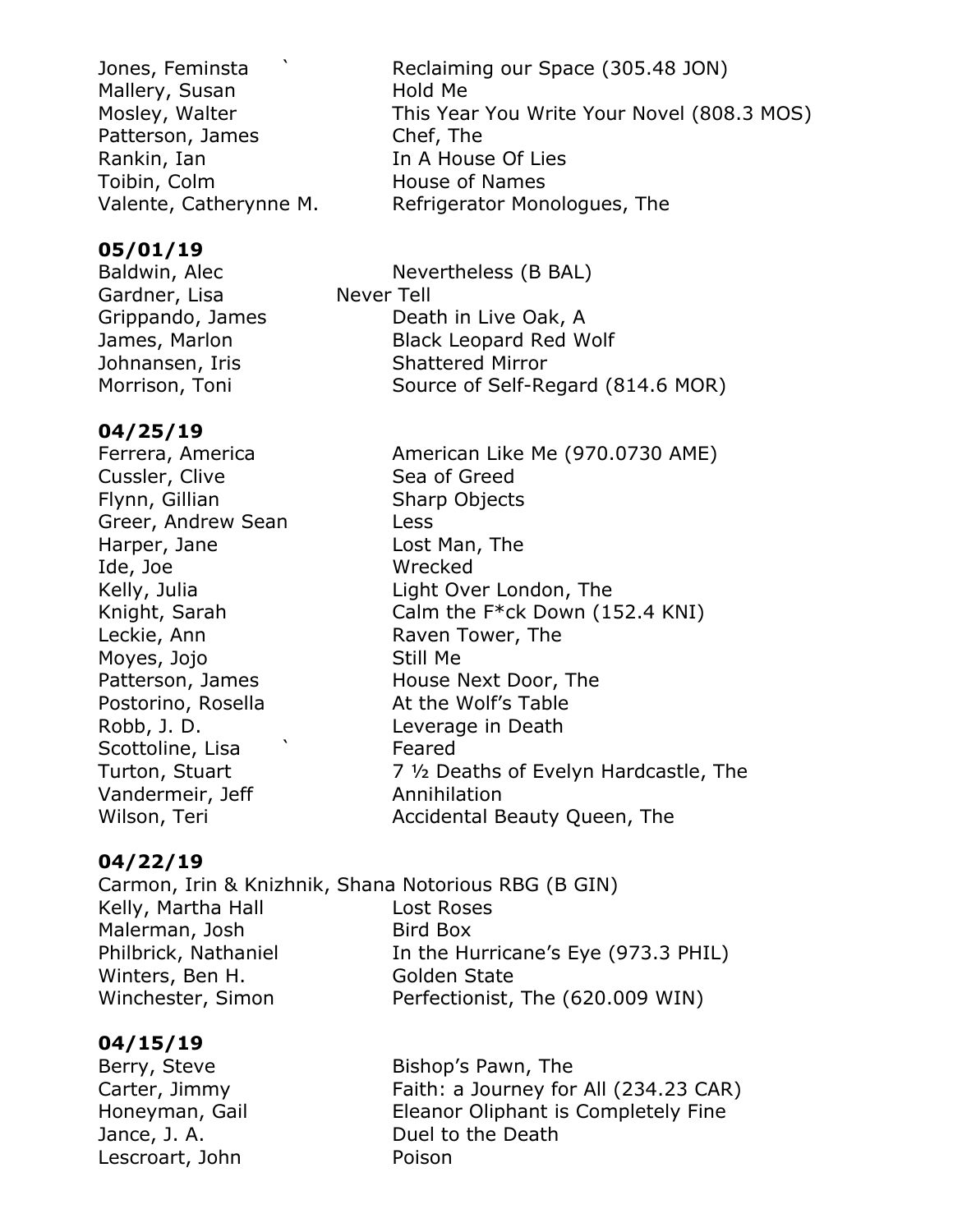| | |
|---|---|
| Jones, Feminsta ` | Reclaiming our Space (305.48 JON) |
| Mallery, Susan | Hold Me |
| Mosley, Walter | This Year You Write Your Novel (808.3 MOS) |
| Patterson, James | Chef, The |
| Rankin, Ian | In A House Of Lies |
| Toibin, Colm | House of Names |
| Valente, Catherynne M. | Refrigerator Monologues, The |

**05/01/19**

| | |
|---|---|
| Baldwin, Alec | Nevertheless (B BAL) |
| Gardner, Lisa | Never Tell |
| Grippando, James | Death in Live Oak, A |
| James, Marlon | Black Leopard Red Wolf |
| Johnansen, Iris | Shattered Mirror |
| Morrison, Toni | Source of Self-Regard (814.6 MOR) |

**04/25/19**

| | |
|---|---|
| Ferrera, America | American Like Me (970.0730 AME) |
| Cussler, Clive | Sea of Greed |
| Flynn, Gillian | Sharp Objects |
| Greer, Andrew Sean | Less |
| Harper, Jane | Lost Man, The |
| Ide, Joe | Wrecked |
| Kelly, Julia | Light Over London, The |
| Knight, Sarah | Calm the F*ck Down (152.4 KNI) |
| Leckie, Ann | Raven Tower, The |
| Moyes, Jojo | Still Me |
| Patterson, James | House Next Door, The |
| Postorino, Rosella | At the Wolf's Table |
| Robb, J. D. | Leverage in Death |
| Scottoline, Lisa ` | Feared |
| Turton, Stuart | 7 ½ Deaths of Evelyn Hardcastle, The |
| Vandermeir, Jeff | Annihilation |
| Wilson, Teri | Accidental Beauty Queen, The |

**04/22/19**

| | |
|---|---|
| Carmon, Irin & Knizhnik, Shana | Notorious RBG (B GIN) |
| Kelly, Martha Hall | Lost Roses |
| Malerman, Josh | Bird Box |
| Philbrick, Nathaniel | In the Hurricane's Eye (973.3 PHIL) |
| Winters, Ben H. | Golden State |
| Winchester, Simon | Perfectionist, The (620.009 WIN) |

**04/15/19**

| | |
|---|---|
| Berry, Steve | Bishop's Pawn, The |
| Carter, Jimmy | Faith: a Journey for All (234.23 CAR) |
| Honeyman, Gail | Eleanor Oliphant is Completely Fine |
| Jance, J. A. | Duel to the Death |
| Lescroart, John | Poison |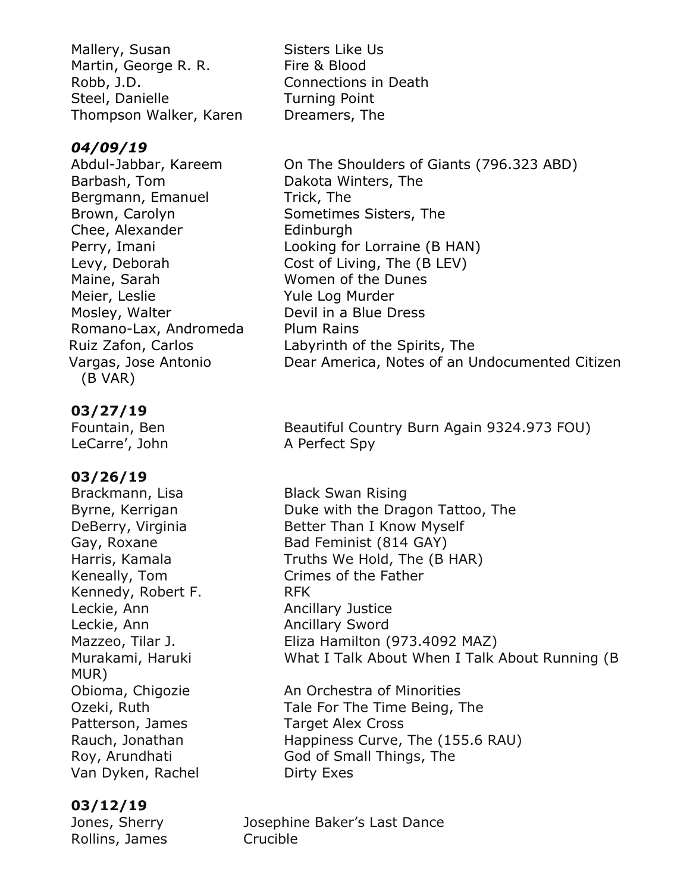Mallery, Susan — Sisters Like Us
Martin, George R. R. — Fire & Blood
Robb, J.D. — Connections in Death
Steel, Danielle — Turning Point
Thompson Walker, Karen — Dreamers, The

### *04/09/19*

Abdul-Jabbar, Kareem — On The Shoulders of Giants (796.323 ABD)
Barbash, Tom — Dakota Winters, The
Bergmann, Emanuel — Trick, The
Brown, Carolyn — Sometimes Sisters, The
Chee, Alexander — Edinburgh
Perry, Imani — Looking for Lorraine (B HAN)
Levy, Deborah — Cost of Living, The (B LEV)
Maine, Sarah — Women of the Dunes
Meier, Leslie — Yule Log Murder
Mosley, Walter — Devil in a Blue Dress
Romano-Lax, Andromeda — Plum Rains
Ruiz Zafon, Carlos — Labyrinth of the Spirits, The
Vargas, Jose Antonio (B VAR) — Dear America, Notes of an Undocumented Citizen

### **03/27/19**

Fountain, Ben — Beautiful Country Burn Again 9324.973 FOU)
LeCarre', John — A Perfect Spy

### **03/26/19**

Brackmann, Lisa — Black Swan Rising
Byrne, Kerrigan — Duke with the Dragon Tattoo, The
DeBerry, Virginia — Better Than I Know Myself
Gay, Roxane — Bad Feminist (814 GAY)
Harris, Kamala — Truths We Hold, The (B HAR)
Keneally, Tom — Crimes of the Father
Kennedy, Robert F. — RFK
Leckie, Ann — Ancillary Justice
Leckie, Ann — Ancillary Sword
Mazzeo, Tilar J. — Eliza Hamilton (973.4092 MAZ)
Murakami, Haruki — What I Talk About When I Talk About Running (B MUR)
Obioma, Chigozie — An Orchestra of Minorities
Ozeki, Ruth — Tale For The Time Being, The
Patterson, James — Target Alex Cross
Rauch, Jonathan — Happiness Curve, The (155.6 RAU)
Roy, Arundhati — God of Small Things, The
Van Dyken, Rachel — Dirty Exes

### **03/12/19**

Jones, Sherry — Josephine Baker's Last Dance
Rollins, James — Crucible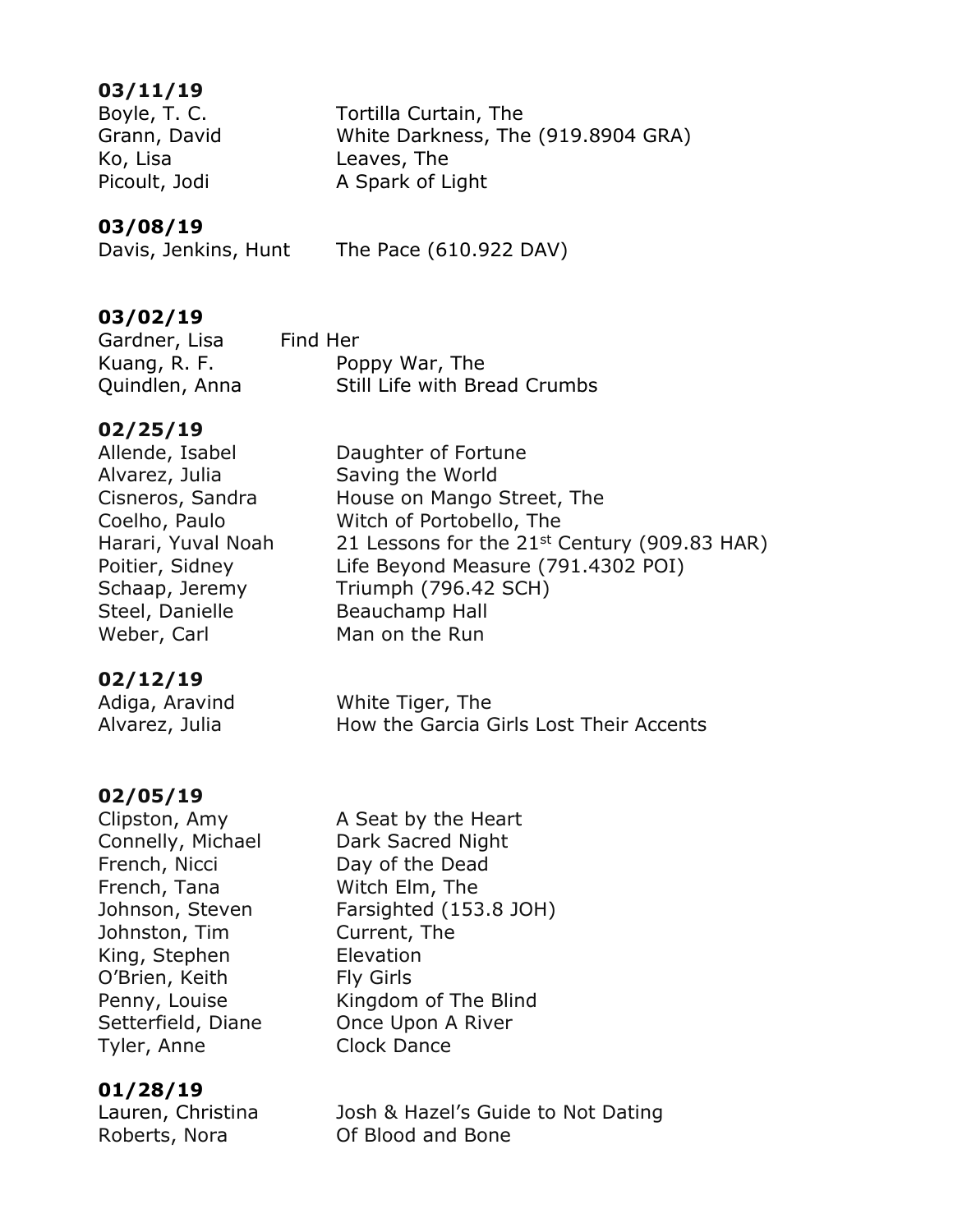**03/11/19**

| | |
|---|---|
| Boyle, T. C. | Tortilla Curtain, The |
| Grann, David | White Darkness, The (919.8904 GRA) |
| Ko, Lisa | Leaves, The |
| Picoult, Jodi | A Spark of Light |

**03/08/19**

| | |
|---|---|
| Davis, Jenkins, Hunt | The Pace (610.922 DAV) |

**03/02/19**

| | |
|---|---|
| Gardner, Lisa | Find Her |
| Kuang, R. F. | Poppy War, The |
| Quindlen, Anna | Still Life with Bread Crumbs |

**02/25/19**

| | |
|---|---|
| Allende, Isabel | Daughter of Fortune |
| Alvarez, Julia | Saving the World |
| Cisneros, Sandra | House on Mango Street, The |
| Coelho, Paulo | Witch of Portobello, The |
| Harari, Yuval Noah | 21 Lessons for the 21st Century (909.83 HAR) |
| Poitier, Sidney | Life Beyond Measure (791.4302 POI) |
| Schaap, Jeremy | Triumph (796.42 SCH) |
| Steel, Danielle | Beauchamp Hall |
| Weber, Carl | Man on the Run |

**02/12/19**

| | |
|---|---|
| Adiga, Aravind | White Tiger, The |
| Alvarez, Julia | How the Garcia Girls Lost Their Accents |

**02/05/19**

| | |
|---|---|
| Clipston, Amy | A Seat by the Heart |
| Connelly, Michael | Dark Sacred Night |
| French, Nicci | Day of the Dead |
| French, Tana | Witch Elm, The |
| Johnson, Steven | Farsighted (153.8 JOH) |
| Johnston, Tim | Current, The |
| King, Stephen | Elevation |
| O'Brien, Keith | Fly Girls |
| Penny, Louise | Kingdom of The Blind |
| Setterfield, Diane | Once Upon A River |
| Tyler, Anne | Clock Dance |

**01/28/19**

| | |
|---|---|
| Lauren, Christina | Josh & Hazel's Guide to Not Dating |
| Roberts, Nora | Of Blood and Bone |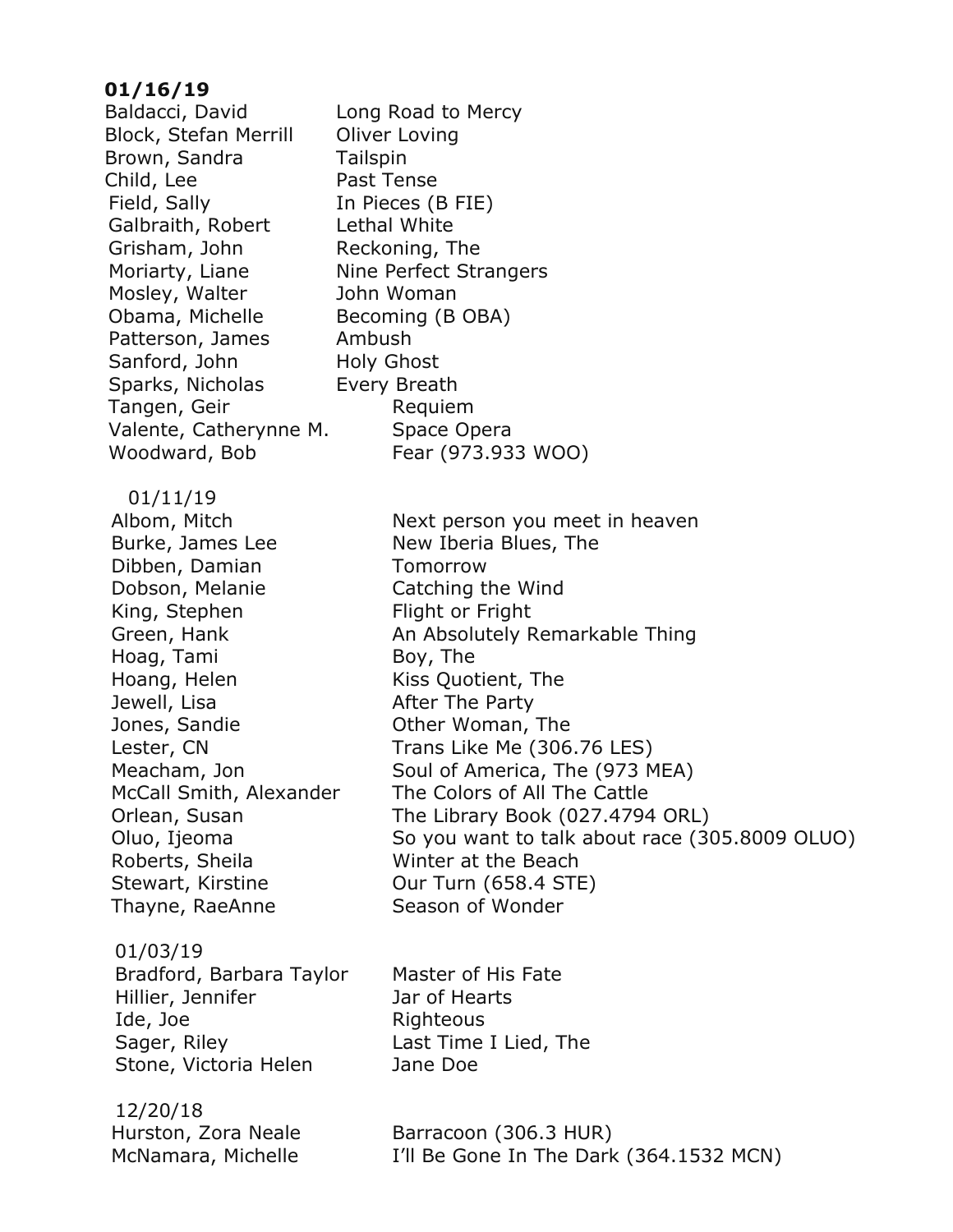**01/16/19**

| | |
|---|---|
| Baldacci, David | Long Road to Mercy |
| Block, Stefan Merrill | Oliver Loving |
| Brown, Sandra | Tailspin |
| Child, Lee | Past Tense |
| Field, Sally | In Pieces (B FIE) |
| Galbraith, Robert | Lethal White |
| Grisham, John | Reckoning, The |
| Moriarty, Liane | Nine Perfect Strangers |
| Mosley, Walter | John Woman |
| Obama, Michelle | Becoming (B OBA) |
| Patterson, James | Ambush |
| Sanford, John | Holy Ghost |
| Sparks, Nicholas | Every Breath |
| Tangen, Geir | Requiem |
| Valente, Catherynne M. | Space Opera |
| Woodward, Bob | Fear (973.933 WOO) |

01/11/19

| | |
|---|---|
| Albom, Mitch | Next person you meet in heaven |
| Burke, James Lee | New Iberia Blues, The |
| Dibben, Damian | Tomorrow |
| Dobson, Melanie | Catching the Wind |
| King, Stephen | Flight or Fright |
| Green, Hank | An Absolutely Remarkable Thing |
| Hoag, Tami | Boy, The |
| Hoang, Helen | Kiss Quotient, The |
| Jewell, Lisa | After The Party |
| Jones, Sandie | Other Woman, The |
| Lester, CN | Trans Like Me (306.76 LES) |
| Meacham, Jon | Soul of America, The (973 MEA) |
| McCall Smith, Alexander | The Colors of All The Cattle |
| Orlean, Susan | The Library Book (027.4794 ORL) |
| Oluo, Ijeoma | So you want to talk about race (305.8009 OLUO) |
| Roberts, Sheila | Winter at the Beach |
| Stewart, Kirstine | Our Turn (658.4 STE) |
| Thayne, RaeAnne | Season of Wonder |

01/03/19

| | |
|---|---|
| Bradford, Barbara Taylor | Master of His Fate |
| Hillier, Jennifer | Jar of Hearts |
| Ide, Joe | Righteous |
| Sager, Riley | Last Time I Lied, The |
| Stone, Victoria Helen | Jane Doe |

12/20/18

| | |
|---|---|
| Hurston, Zora Neale | Barracoon (306.3 HUR) |
| McNamara, Michelle | I'll Be Gone In The Dark (364.1532 MCN) |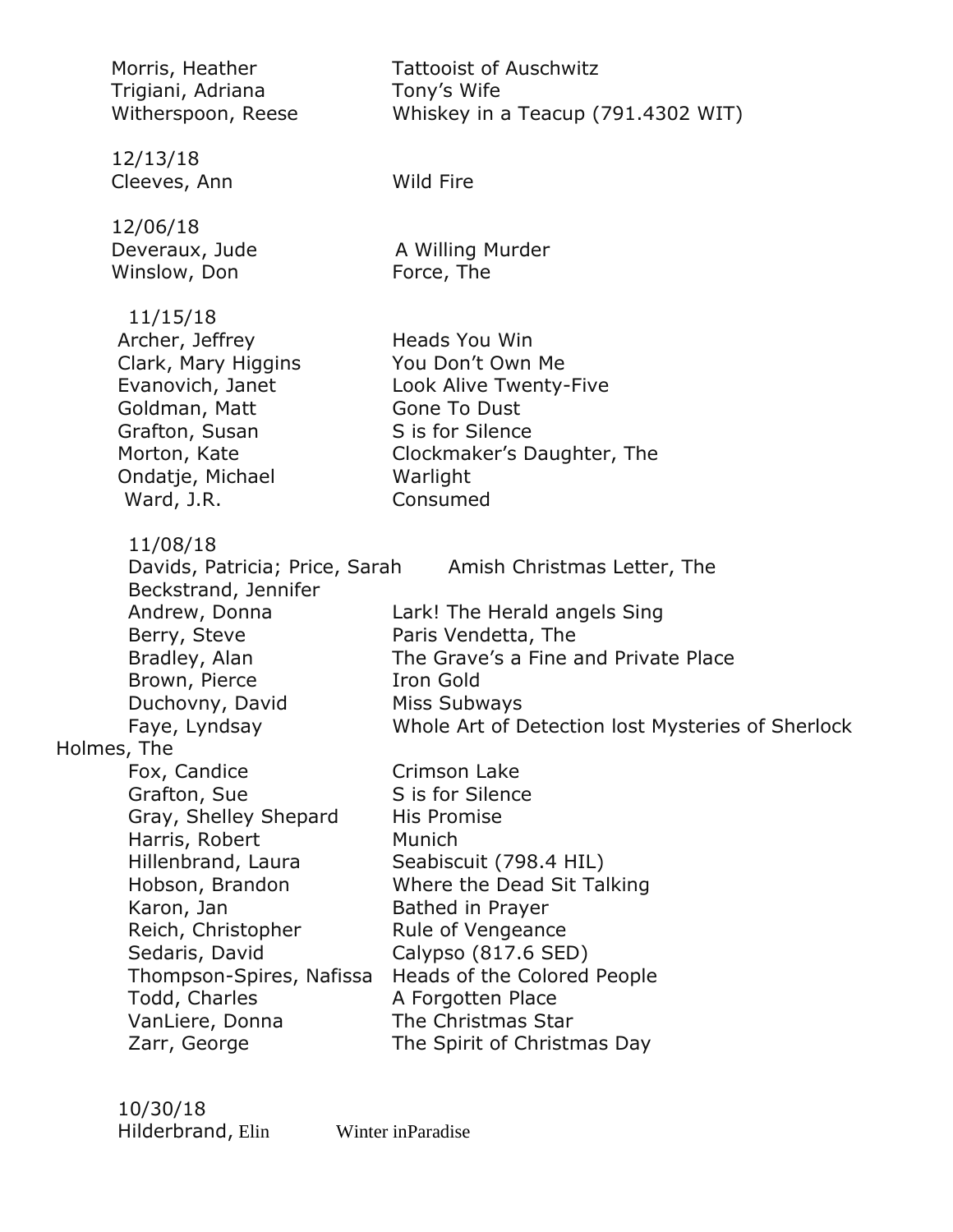| | |
|---|---|
| Morris, Heather | Tattooist of Auschwitz |
| Trigiani, Adriana | Tony's Wife |
| Witherspoon, Reese | Whiskey in a Teacup (791.4302 WIT) |

12/13/18

| | |
|---|---|
| Cleeves, Ann | Wild Fire |

12/06/18

| | |
|---|---|
| Deveraux, Jude | A Willing Murder |
| Winslow, Don | Force, The |

11/15/18

| | |
|---|---|
| Archer, Jeffrey | Heads You Win |
| Clark, Mary Higgins | You Don't Own Me |
| Evanovich, Janet | Look Alive Twenty-Five |
| Goldman, Matt | Gone To Dust |
| Grafton, Susan | S is for Silence |
| Morton, Kate | Clockmaker's Daughter, The |
| Ondatje, Michael | Warlight |
| Ward, J.R. | Consumed |

11/08/18

| | |
|---|---|
| Davids, Patricia; Price, Sarah Beckstrand, Jennifer | Amish Christmas Letter, The |
| Andrew, Donna | Lark! The Herald angels Sing |
| Berry, Steve | Paris Vendetta, The |
| Bradley, Alan | The Grave's a Fine and Private Place |
| Brown, Pierce | Iron Gold |
| Duchovny, David | Miss Subways |
| Faye, Lyndsay | Whole Art of Detection lost Mysteries of Sherlock Holmes, The |
| Fox, Candice | Crimson Lake |
| Grafton, Sue | S is for Silence |
| Gray, Shelley Shepard | His Promise |
| Harris, Robert | Munich |
| Hillenbrand, Laura | Seabiscuit (798.4 HIL) |
| Hobson, Brandon | Where the Dead Sit Talking |
| Karon, Jan | Bathed in Prayer |
| Reich, Christopher | Rule of Vengeance |
| Sedaris, David | Calypso (817.6 SED) |
| Thompson-Spires, Nafissa | Heads of the Colored People |
| Todd, Charles | A Forgotten Place |
| VanLiere, Donna | The Christmas Star |
| Zarr, George | The Spirit of Christmas Day |

10/30/18

| | |
|---|---|
| Hilderbrand, Elin | Winter inParadise |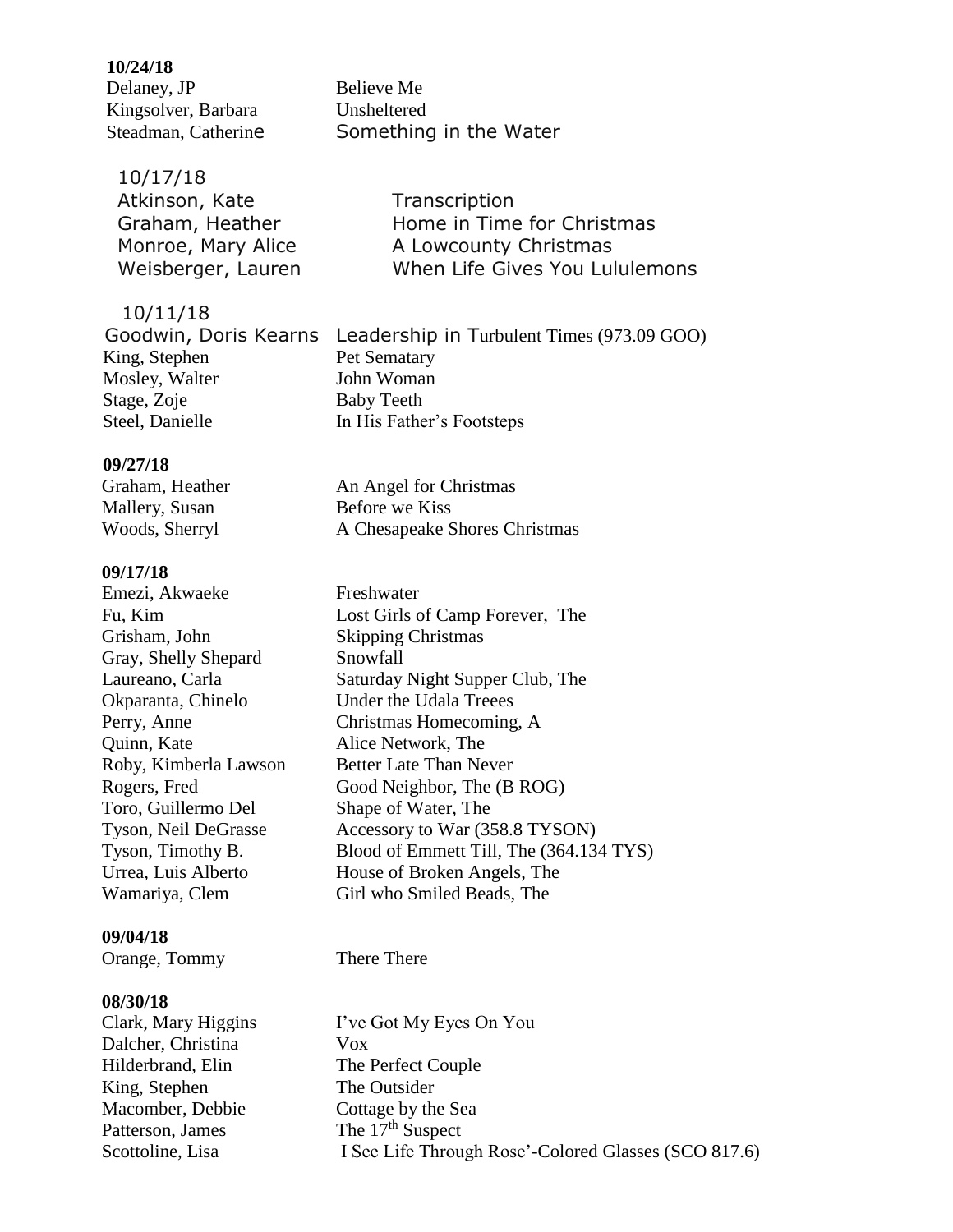**10/24/18**

| | |
|---|---|
| Delaney, JP | Believe Me |
| Kingsolver, Barbara | Unsheltered |
| Steadman, Catherine | Something in the Water |

10/17/18

| | |
|---|---|
| Atkinson, Kate | Transcription |
| Graham, Heather | Home in Time for Christmas |
| Monroe, Mary Alice | A Lowcounty Christmas |
| Weisberger, Lauren | When Life Gives You Lululemons |

10/11/18

| | |
|---|---|
| Goodwin, Doris Kearns | Leadership in Turbulent Times (973.09 GOO) |
| King, Stephen | Pet Sematary |
| Mosley, Walter | John Woman |
| Stage, Zoje | Baby Teeth |
| Steel, Danielle | In His Father's Footsteps |

**09/27/18**

| | |
|---|---|
| Graham, Heather | An Angel for Christmas |
| Mallery, Susan | Before we Kiss |
| Woods, Sherryl | A Chesapeake Shores Christmas |

**09/17/18**

| | |
|---|---|
| Emezi, Akwaeke | Freshwater |
| Fu, Kim | Lost Girls of Camp Forever, The |
| Grisham, John | Skipping Christmas |
| Gray, Shelly Shepard | Snowfall |
| Laureano, Carla | Saturday Night Supper Club, The |
| Okparanta, Chinelo | Under the Udala Treees |
| Perry, Anne | Christmas Homecoming, A |
| Quinn, Kate | Alice Network, The |
| Roby, Kimberla Lawson | Better Late Than Never |
| Rogers, Fred | Good Neighbor, The (B ROG) |
| Toro, Guillermo Del | Shape of Water, The |
| Tyson, Neil DeGrasse | Accessory to War (358.8 TYSON) |
| Tyson, Timothy B. | Blood of Emmett Till, The (364.134 TYS) |
| Urrea, Luis Alberto | House of Broken Angels, The |
| Wamariya, Clem | Girl who Smiled Beads, The |

**09/04/18**

| | |
|---|---|
| Orange, Tommy | There There |

**08/30/18**

| | |
|---|---|
| Clark, Mary Higgins | I've Got My Eyes On You |
| Dalcher, Christina | Vox |
| Hilderbrand, Elin | The Perfect Couple |
| King, Stephen | The Outsider |
| Macomber, Debbie | Cottage by the Sea |
| Patterson, James | The 17th Suspect |
| Scottoline, Lisa | I See Life Through Rose'-Colored Glasses (SCO 817.6) |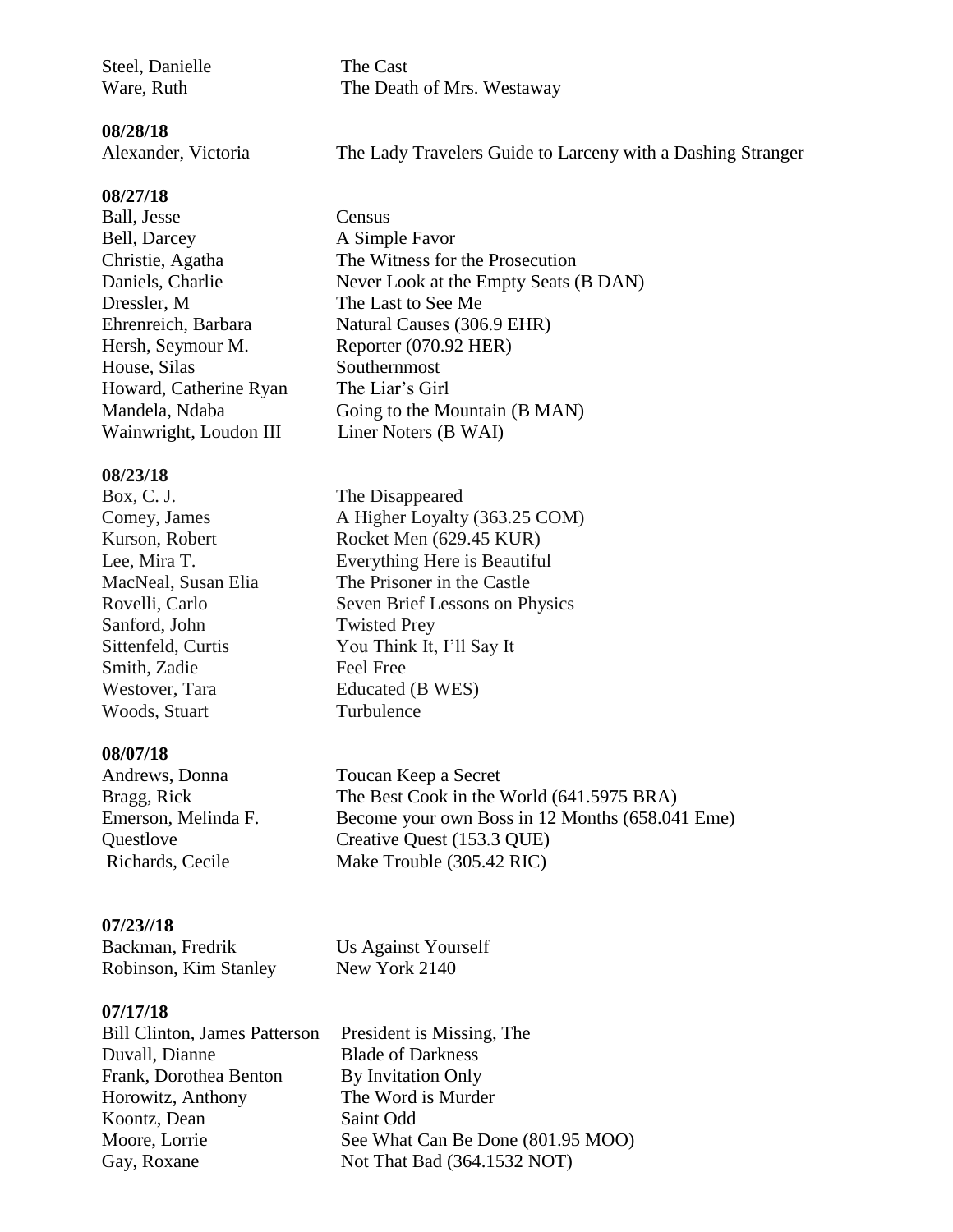| | |
|---|---|
| Steel, Danielle | The Cast |
| Ware, Ruth | The Death of Mrs. Westaway |

**08/28/18**

| | |
|---|---|
| Alexander, Victoria | The Lady Travelers Guide to Larceny with a Dashing Stranger |

**08/27/18**

| | |
|---|---|
| Ball, Jesse | Census |
| Bell, Darcey | A Simple Favor |
| Christie, Agatha | The Witness for the Prosecution |
| Daniels, Charlie | Never Look at the Empty Seats (B DAN) |
| Dressler, M | The Last to See Me |
| Ehrenreich, Barbara | Natural Causes (306.9 EHR) |
| Hersh, Seymour M. | Reporter (070.92 HER) |
| House, Silas | Southernmost |
| Howard, Catherine Ryan | The Liar's Girl |
| Mandela, Ndaba | Going to the Mountain (B MAN) |
| Wainwright, Loudon III | Liner Noters (B WAI) |

**08/23/18**

| | |
|---|---|
| Box, C. J. | The Disappeared |
| Comey, James | A Higher Loyalty (363.25 COM) |
| Kurson, Robert | Rocket Men (629.45 KUR) |
| Lee, Mira T. | Everything Here is Beautiful |
| MacNeal, Susan Elia | The Prisoner in the Castle |
| Rovelli, Carlo | Seven Brief Lessons on Physics |
| Sanford, John | Twisted Prey |
| Sittenfeld, Curtis | You Think It, I'll Say It |
| Smith, Zadie | Feel Free |
| Westover, Tara | Educated (B WES) |
| Woods, Stuart | Turbulence |

**08/07/18**

| | |
|---|---|
| Andrews, Donna | Toucan Keep a Secret |
| Bragg, Rick | The Best Cook in the World (641.5975 BRA) |
| Emerson, Melinda F. | Become your own Boss in 12 Months (658.041 Eme) |
| Questlove | Creative Quest (153.3 QUE) |
| Richards, Cecile | Make Trouble (305.42 RIC) |

**07/23//18**

| | |
|---|---|
| Backman, Fredrik | Us Against Yourself |
| Robinson, Kim Stanley | New York 2140 |

**07/17/18**

| | |
|---|---|
| Bill Clinton, James Patterson | President is Missing, The |
| Duvall, Dianne | Blade of Darkness |
| Frank, Dorothea Benton | By Invitation Only |
| Horowitz, Anthony | The Word is Murder |
| Koontz, Dean | Saint Odd |
| Moore, Lorrie | See What Can Be Done (801.95 MOO) |
| Gay, Roxane | Not That Bad (364.1532 NOT) |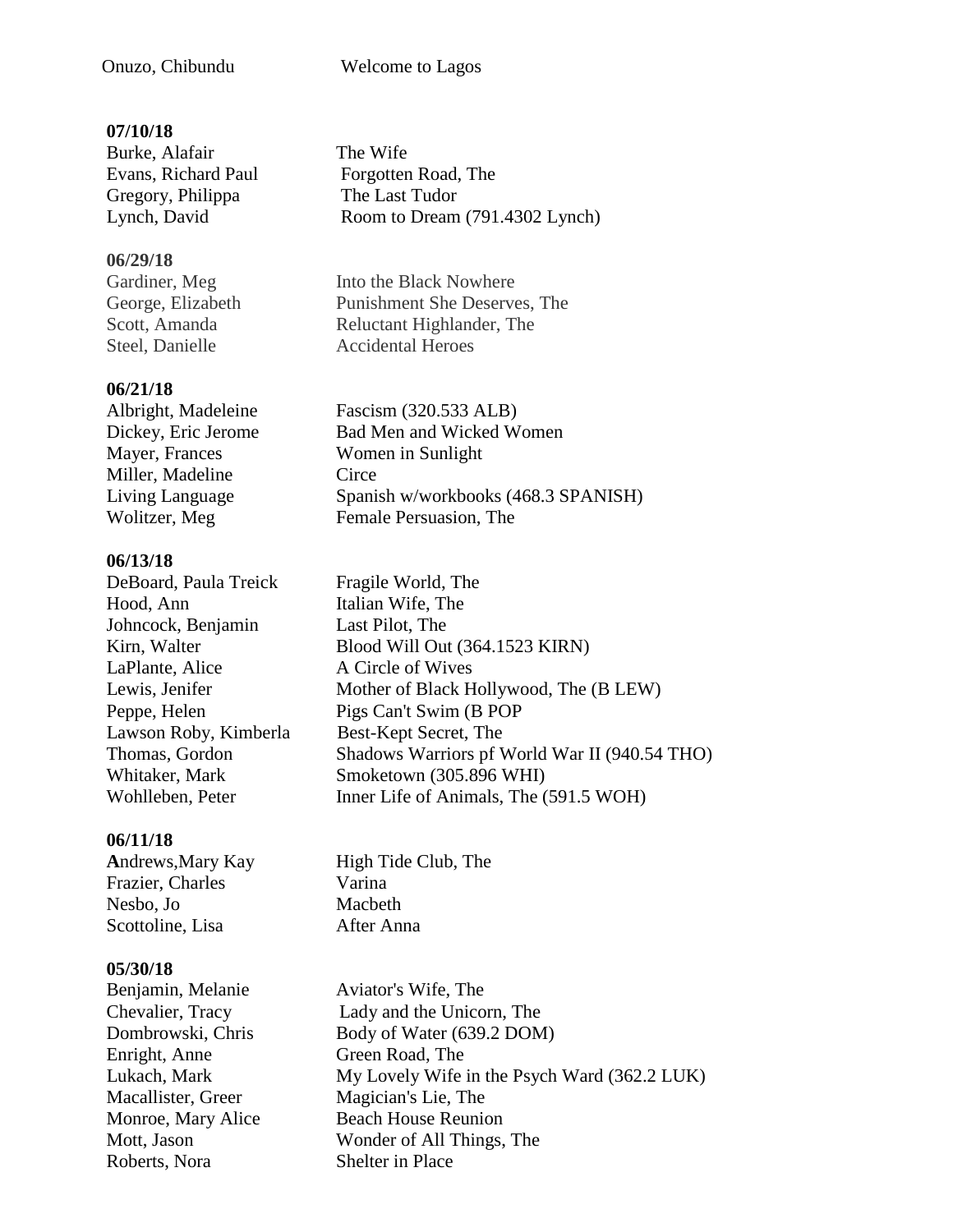Onuzo, Chibundu Welcome to Lagos

**07/10/18**

| | |
|---|---|
| Burke, Alafair | The Wife |
| Evans, Richard Paul | Forgotten Road, The |
| Gregory, Philippa | The Last Tudor |
| Lynch, David | Room to Dream (791.4302 Lynch) |

**06/29/18**

| | |
|---|---|
| Gardiner, Meg | Into the Black Nowhere |
| George, Elizabeth | Punishment She Deserves, The |
| Scott, Amanda | Reluctant Highlander, The |
| Steel, Danielle | Accidental Heroes |

**06/21/18**

| | |
|---|---|
| Albright, Madeleine | Fascism (320.533 ALB) |
| Dickey, Eric Jerome | Bad Men and Wicked Women |
| Mayer, Frances | Women in Sunlight |
| Miller, Madeline | Circe |
| Living Language | Spanish w/workbooks (468.3 SPANISH) |
| Wolitzer, Meg | Female Persuasion, The |

**06/13/18**

| | |
|---|---|
| DeBoard, Paula Treick | Fragile World, The |
| Hood, Ann | Italian Wife, The |
| Johncock, Benjamin | Last Pilot, The |
| Kirn, Walter | Blood Will Out (364.1523 KIRN) |
| LaPlante, Alice | A Circle of Wives |
| Lewis, Jenifer | Mother of Black Hollywood, The (B LEW) |
| Peppe, Helen | Pigs Can't Swim (B POP |
| Lawson Roby, Kimberla | Best-Kept Secret, The |
| Thomas, Gordon | Shadows Warriors pf World War II (940.54 THO) |
| Whitaker, Mark | Smoketown (305.896 WHI) |
| Wohlleben, Peter | Inner Life of Animals, The (591.5 WOH) |

**06/11/18**

| | |
|---|---|
| **A**ndrews,Mary Kay | High Tide Club, The |
| Frazier, Charles | Varina |
| Nesbo, Jo | Macbeth |
| Scottoline, Lisa | After Anna |

**05/30/18**

| | |
|---|---|
| Benjamin, Melanie | Aviator's Wife, The |
| Chevalier, Tracy | Lady and the Unicorn, The |
| Dombrowski, Chris | Body of Water (639.2 DOM) |
| Enright, Anne | Green Road, The |
| Lukach, Mark | My Lovely Wife in the Psych Ward (362.2 LUK) |
| Macallister, Greer | Magician's Lie, The |
| Monroe, Mary Alice | Beach House Reunion |
| Mott, Jason | Wonder of All Things, The |
| Roberts, Nora | Shelter in Place |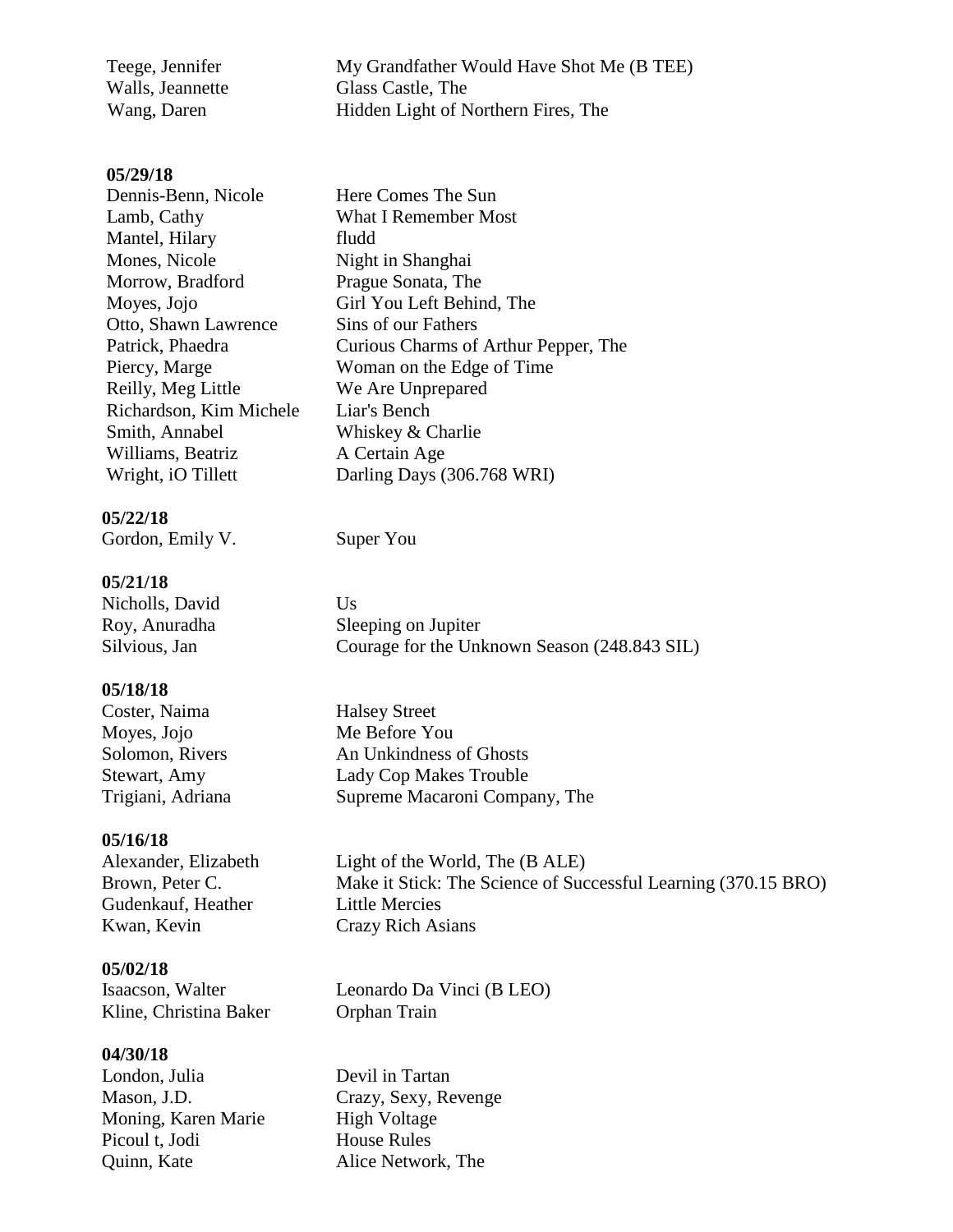| | |
|---|---|
| Teege, Jennifer | My Grandfather Would Have Shot Me (B TEE) |
| Walls, Jeannette | Glass Castle, The |
| Wang, Daren | Hidden Light of Northern Fires, The |

**05/29/18**

| | |
|---|---|
| Dennis-Benn, Nicole | Here Comes The Sun |
| Lamb, Cathy | What I Remember Most |
| Mantel, Hilary | fludd |
| Mones, Nicole | Night in Shanghai |
| Morrow, Bradford | Prague Sonata, The |
| Moyes, Jojo | Girl You Left Behind, The |
| Otto, Shawn Lawrence | Sins of our Fathers |
| Patrick, Phaedra | Curious Charms of Arthur Pepper, The |
| Piercy, Marge | Woman on the Edge of Time |
| Reilly, Meg Little | We Are Unprepared |
| Richardson, Kim Michele | Liar's Bench |
| Smith, Annabel | Whiskey & Charlie |
| Williams, Beatriz | A Certain Age |
| Wright, iO Tillett | Darling Days (306.768 WRI) |

**05/22/18**

| | |
|---|---|
| Gordon, Emily V. | Super You |

**05/21/18**

| | |
|---|---|
| Nicholls, David | Us |
| Roy, Anuradha | Sleeping on Jupiter |
| Silvious, Jan | Courage for the Unknown Season (248.843 SIL) |

**05/18/18**

| | |
|---|---|
| Coster, Naima | Halsey Street |
| Moyes, Jojo | Me Before You |
| Solomon, Rivers | An Unkindness of Ghosts |
| Stewart, Amy | Lady Cop Makes Trouble |
| Trigiani, Adriana | Supreme Macaroni Company, The |

**05/16/18**

| | |
|---|---|
| Alexander, Elizabeth | Light of the World, The (B ALE) |
| Brown, Peter C. | Make it Stick: The Science of Successful Learning (370.15 BRO) |
| Gudenkauf, Heather | Little Mercies |
| Kwan, Kevin | Crazy Rich Asians |

**05/02/18**

| | |
|---|---|
| Isaacson, Walter | Leonardo Da Vinci (B LEO) |
| Kline, Christina Baker | Orphan Train |

**04/30/18**

| | |
|---|---|
| London, Julia | Devil in Tartan |
| Mason, J.D. | Crazy, Sexy, Revenge |
| Moning, Karen Marie | High Voltage |
| Picoul t, Jodi | House Rules |
| Quinn, Kate | Alice Network, The |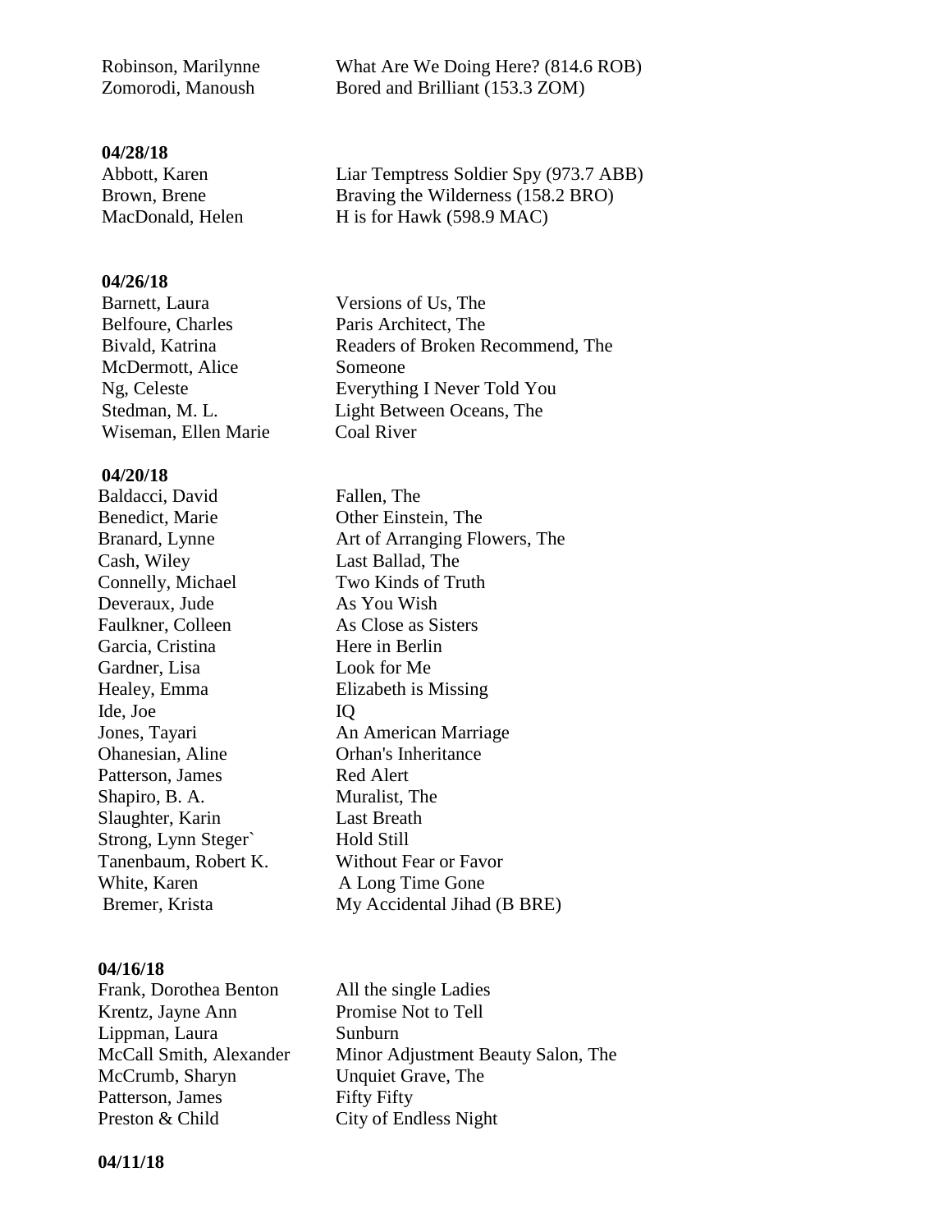| | |
|---|---|
| Robinson, Marilynne | What Are We Doing Here? (814.6 ROB) |
| Zomorodi, Manoush | Bored and Brilliant (153.3 ZOM) |

**04/28/18**

| | |
|---|---|
| Abbott, Karen | Liar Temptress Soldier Spy (973.7 ABB) |
| Brown, Brene | Braving the Wilderness (158.2 BRO) |
| MacDonald, Helen | H is for Hawk (598.9 MAC) |

**04/26/18**

| | |
|---|---|
| Barnett, Laura | Versions of Us, The |
| Belfoure, Charles | Paris Architect, The |
| Bivald, Katrina | Readers of Broken Recommend, The |
| McDermott, Alice | Someone |
| Ng, Celeste | Everything I Never Told You |
| Stedman, M. L. | Light Between Oceans, The |
| Wiseman, Ellen Marie | Coal River |

**04/20/18**

| | |
|---|---|
| Baldacci, David | Fallen, The |
| Benedict, Marie | Other Einstein, The |
| Branard, Lynne | Art of Arranging Flowers, The |
| Cash, Wiley | Last Ballad, The |
| Connelly, Michael | Two Kinds of Truth |
| Deveraux, Jude | As You Wish |
| Faulkner, Colleen | As Close as Sisters |
| Garcia, Cristina | Here in Berlin |
| Gardner, Lisa | Look for Me |
| Healey, Emma | Elizabeth is Missing |
| Ide, Joe | IQ |
| Jones, Tayari | An American Marriage |
| Ohanesian, Aline | Orhan's Inheritance |
| Patterson, James | Red Alert |
| Shapiro, B. A. | Muralist, The |
| Slaughter, Karin | Last Breath |
| Strong, Lynn Steger` | Hold Still |
| Tanenbaum, Robert K. | Without Fear or Favor |
| White, Karen | A Long Time Gone |
| Bremer, Krista | My Accidental Jihad (B BRE) |

**04/16/18**

| | |
|---|---|
| Frank, Dorothea Benton | All the single Ladies |
| Krentz, Jayne Ann | Promise Not to Tell |
| Lippman, Laura | Sunburn |
| McCall Smith, Alexander | Minor Adjustment Beauty Salon, The |
| McCrumb, Sharyn | Unquiet Grave, The |
| Patterson, James | Fifty Fifty |
| Preston & Child | City of Endless Night |

**04/11/18**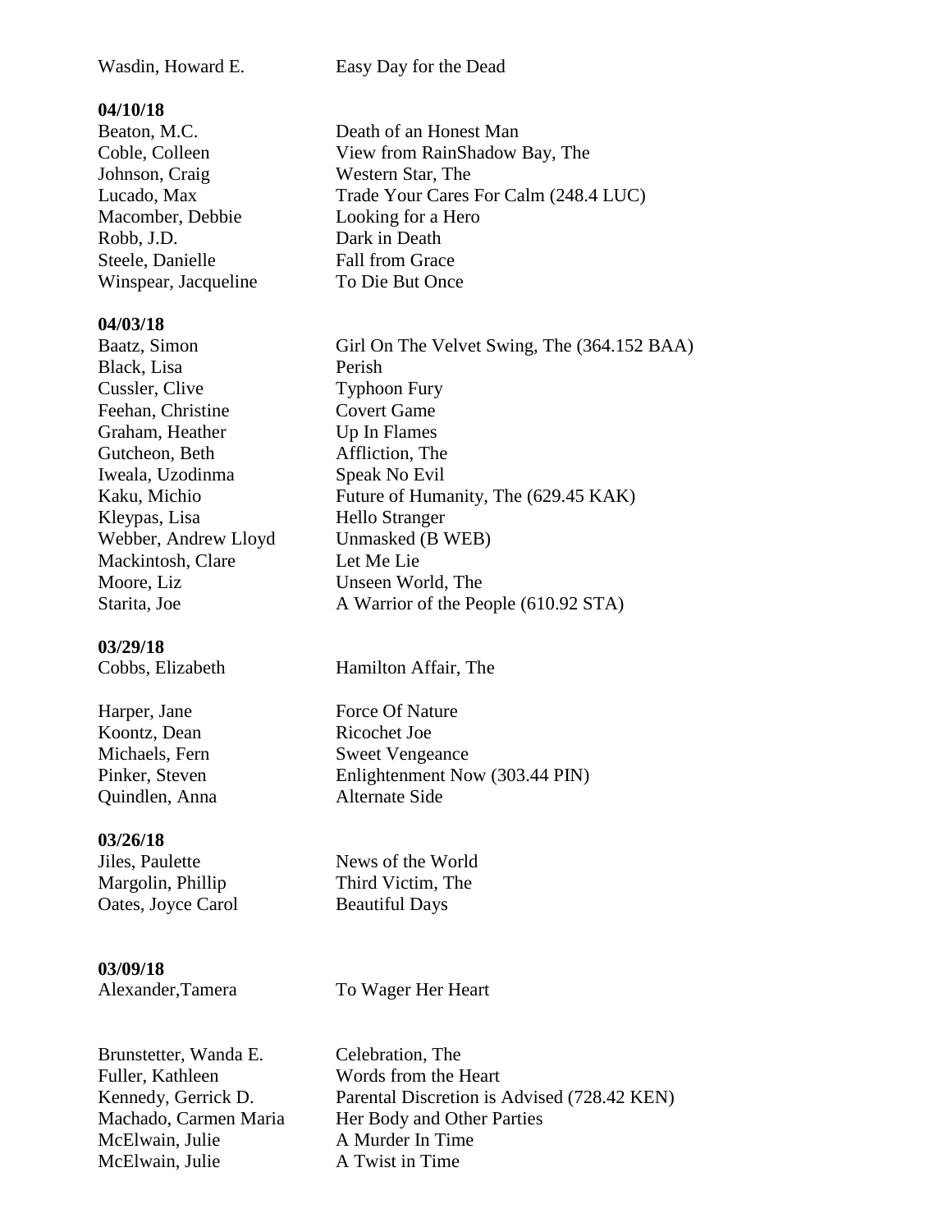| | |
|---|---|
| Wasdin, Howard E. | Easy Day for the Dead |

**04/10/18**

| | |
|---|---|
| Beaton, M.C. | Death of an Honest Man |
| Coble, Colleen | View from RainShadow Bay, The |
| Johnson, Craig | Western Star, The |
| Lucado, Max | Trade Your Cares For Calm (248.4 LUC) |
| Macomber, Debbie | Looking for a Hero |
| Robb, J.D. | Dark in Death |
| Steele, Danielle | Fall from Grace |
| Winspear, Jacqueline | To Die But Once |

**04/03/18**

| | |
|---|---|
| Baatz, Simon | Girl On The Velvet Swing, The (364.152 BAA) |
| Black, Lisa | Perish |
| Cussler, Clive | Typhoon Fury |
| Feehan, Christine | Covert Game |
| Graham, Heather | Up In Flames |
| Gutcheon, Beth | Affliction, The |
| Iweala, Uzodinma | Speak No Evil |
| Kaku, Michio | Future of Humanity, The (629.45 KAK) |
| Kleypas, Lisa | Hello Stranger |
| Webber, Andrew Lloyd | Unmasked (B WEB) |
| Mackintosh, Clare | Let Me Lie |
| Moore, Liz | Unseen World, The |
| Starita, Joe | A Warrior of the People (610.92 STA) |

**03/29/18**

| | |
|---|---|
| Cobbs, Elizabeth | Hamilton Affair, The |
| Harper, Jane | Force Of Nature |
| Koontz, Dean | Ricochet Joe |
| Michaels, Fern | Sweet Vengeance |
| Pinker, Steven | Enlightenment Now (303.44 PIN) |
| Quindlen, Anna | Alternate Side |

**03/26/18**

| | |
|---|---|
| Jiles, Paulette | News of the World |
| Margolin, Phillip | Third Victim, The |
| Oates, Joyce Carol | Beautiful Days |

**03/09/18**

| | |
|---|---|
| Alexander,Tamera | To Wager Her Heart |
| Brunstetter, Wanda E. | Celebration, The |
| Fuller, Kathleen | Words from the Heart |
| Kennedy, Gerrick D. | Parental Discretion is Advised (728.42 KEN) |
| Machado, Carmen Maria | Her Body and Other Parties |
| McElwain, Julie | A Murder In Time |
| McElwain, Julie | A Twist in Time |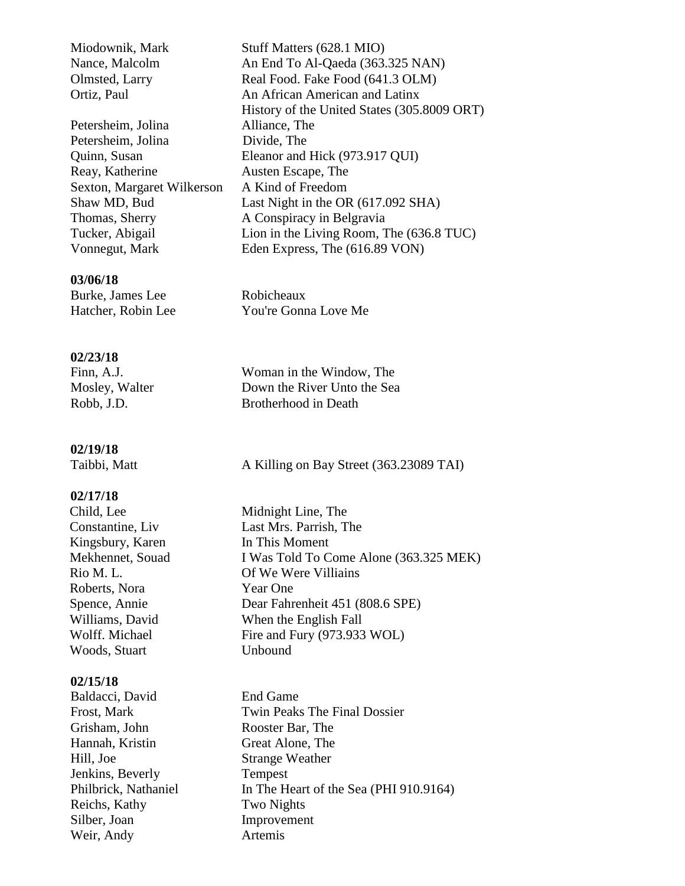| | |
|---|---|
| Miodownik, Mark | Stuff Matters (628.1 MIO) |
| Nance, Malcolm | An End To Al-Qaeda (363.325 NAN) |
| Olmsted, Larry | Real Food. Fake Food (641.3 OLM) |
| Ortiz, Paul | An African American and Latinx History of the United States (305.8009 ORT) |
| Petersheim, Jolina | Alliance, The |
| Petersheim, Jolina | Divide, The |
| Quinn, Susan | Eleanor and Hick (973.917 QUI) |
| Reay, Katherine | Austen Escape, The |
| Sexton, Margaret Wilkerson | A Kind of Freedom |
| Shaw MD, Bud | Last Night in the OR (617.092 SHA) |
| Thomas, Sherry | A Conspiracy in Belgravia |
| Tucker, Abigail | Lion in the Living Room, The (636.8 TUC) |
| Vonnegut, Mark | Eden Express, The (616.89 VON) |

**03/06/18**

| | |
|---|---|
| Burke, James Lee | Robicheaux |
| Hatcher, Robin Lee | You're Gonna Love Me |

**02/23/18**

| | |
|---|---|
| Finn, A.J. | Woman in the Window, The |
| Mosley, Walter | Down the River Unto the Sea |
| Robb, J.D. | Brotherhood in Death |

**02/19/18**

| | |
|---|---|
| Taibbi, Matt | A Killing on Bay Street (363.23089 TAI) |

**02/17/18**

| | |
|---|---|
| Child, Lee | Midnight Line, The |
| Constantine, Liv | Last Mrs. Parrish, The |
| Kingsbury, Karen | In This Moment |
| Mekhennet, Souad | I Was Told To Come Alone (363.325 MEK) |
| Rio M. L. | Of We Were Villiains |
| Roberts, Nora | Year One |
| Spence, Annie | Dear Fahrenheit 451 (808.6 SPE) |
| Williams, David | When the English Fall |
| Wolff. Michael | Fire and Fury (973.933 WOL) |
| Woods, Stuart | Unbound |

**02/15/18**

| | |
|---|---|
| Baldacci, David | End Game |
| Frost, Mark | Twin Peaks The Final Dossier |
| Grisham, John | Rooster Bar, The |
| Hannah, Kristin | Great Alone, The |
| Hill, Joe | Strange Weather |
| Jenkins, Beverly | Tempest |
| Philbrick, Nathaniel | In The Heart of the Sea (PHI 910.9164) |
| Reichs, Kathy | Two Nights |
| Silber, Joan | Improvement |
| Weir, Andy | Artemis |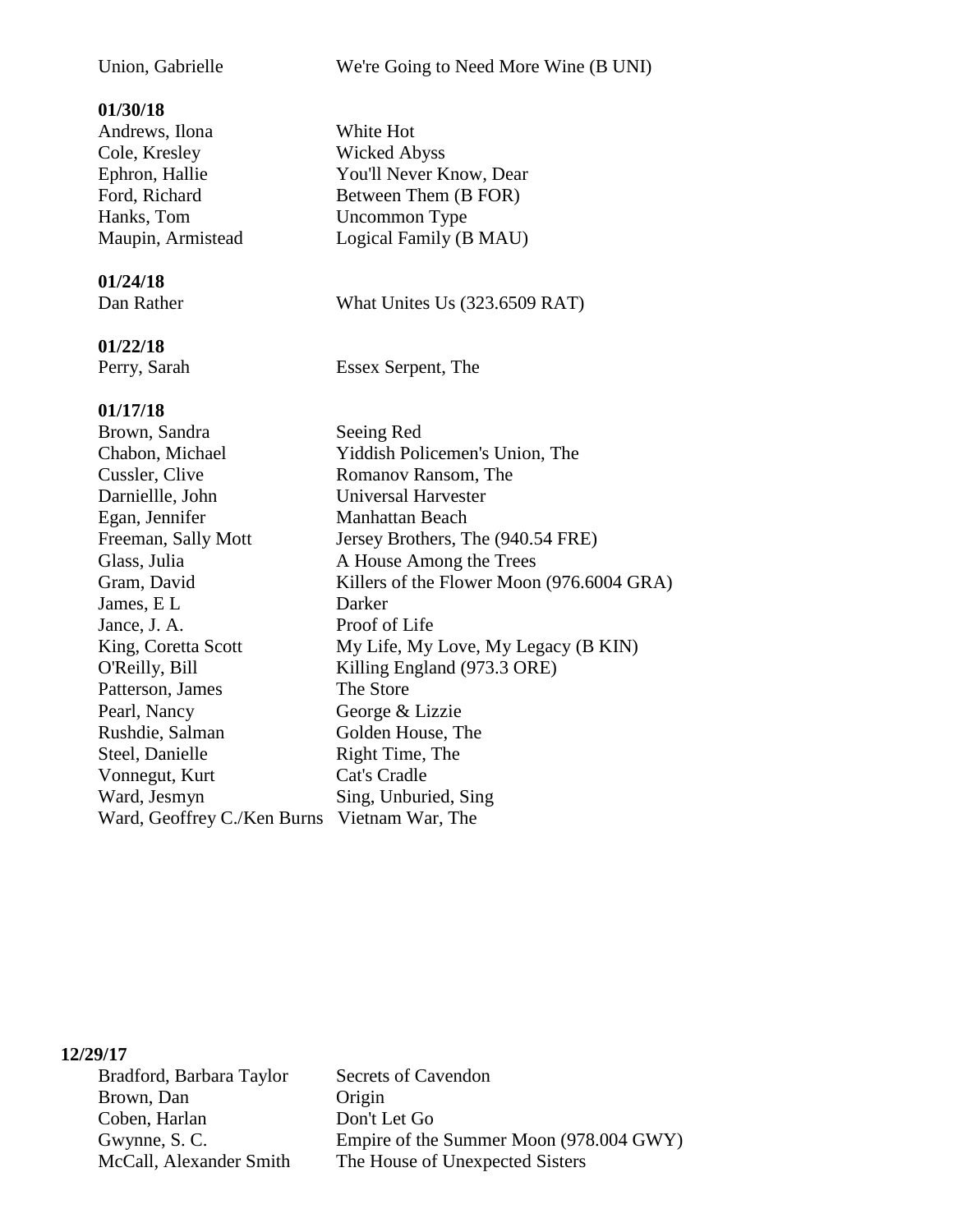Union, Gabrielle We're Going to Need More Wine (B UNI)

**01/30/18**

| | |
|---|---|
| Andrews, Ilona | White Hot |
| Cole, Kresley | Wicked Abyss |
| Ephron, Hallie | You'll Never Know, Dear |
| Ford, Richard | Between Them (B FOR) |
| Hanks, Tom | Uncommon Type |
| Maupin, Armistead | Logical Family (B MAU) |

**01/24/18**

| | |
|---|---|
| Dan Rather | What Unites Us (323.6509 RAT) |

**01/22/18**

| | |
|---|---|
| Perry, Sarah | Essex Serpent, The |

**01/17/18**

| | |
|---|---|
| Brown, Sandra | Seeing Red |
| Chabon, Michael | Yiddish Policemen's Union, The |
| Cussler, Clive | Romanov Ransom, The |
| Darniellle, John | Universal Harvester |
| Egan, Jennifer | Manhattan Beach |
| Freeman, Sally Mott | Jersey Brothers, The (940.54 FRE) |
| Glass, Julia | A House Among the Trees |
| Gram, David | Killers of the Flower Moon (976.6004 GRA) |
| James, E L | Darker |
| Jance, J. A. | Proof of Life |
| King, Coretta Scott | My Life, My Love, My Legacy (B KIN) |
| O'Reilly, Bill | Killing England (973.3 ORE) |
| Patterson, James | The Store |
| Pearl, Nancy | George & Lizzie |
| Rushdie, Salman | Golden House, The |
| Steel, Danielle | Right Time, The |
| Vonnegut, Kurt | Cat's Cradle |
| Ward, Jesmyn | Sing, Unburied, Sing |
| Ward, Geoffrey C./Ken Burns | Vietnam War, The |

**12/29/17**

| | |
|---|---|
| Bradford, Barbara Taylor | Secrets of Cavendon |
| Brown, Dan | Origin |
| Coben, Harlan | Don't Let Go |
| Gwynne, S. C. | Empire of the Summer Moon (978.004 GWY) |
| McCall, Alexander Smith | The House of Unexpected Sisters |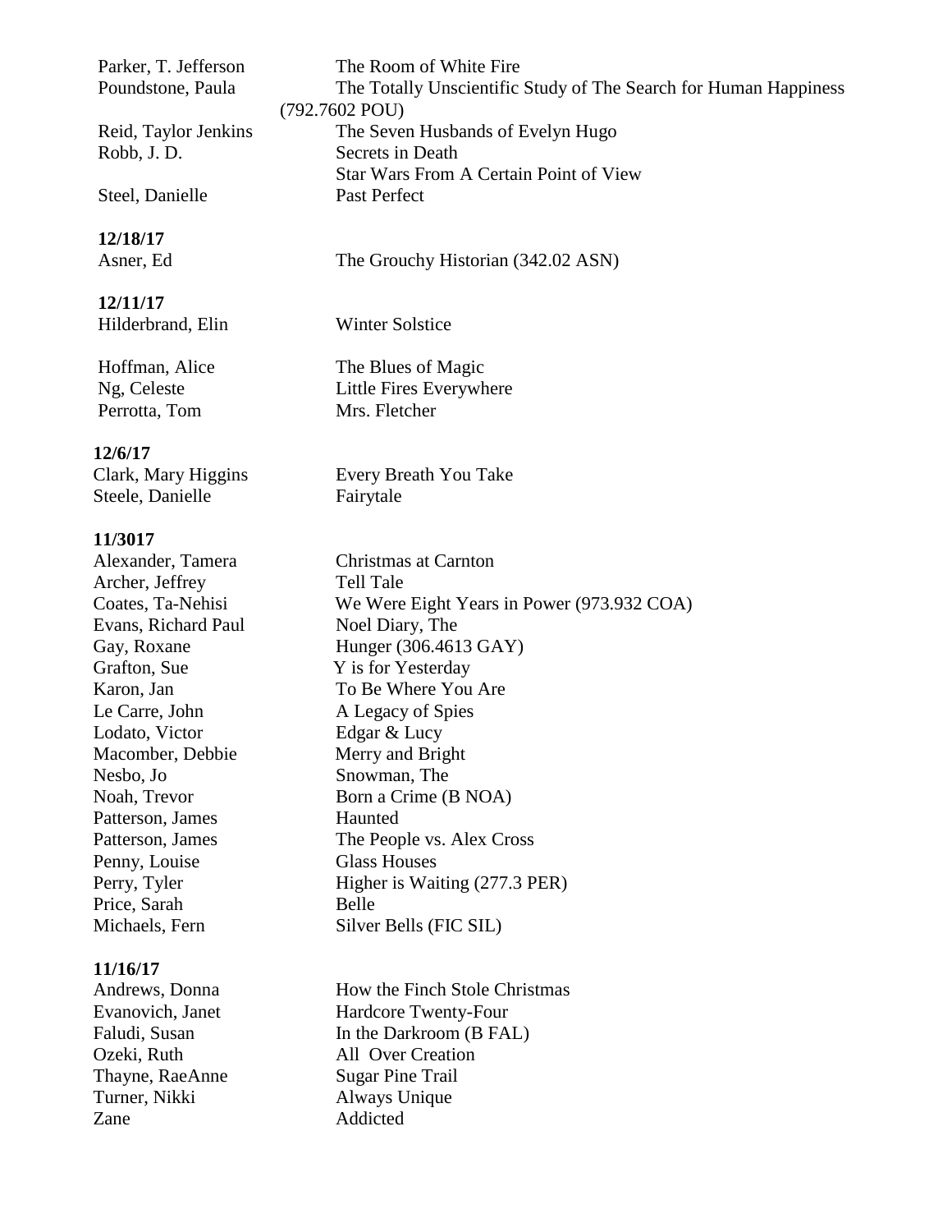| | |
|---|---|
| Parker, T. Jefferson | The Room of White Fire |
| Poundstone, Paula | The Totally Unscientific Study of The Search for Human Happiness (792.7602 POU) |
| Reid, Taylor Jenkins | The Seven Husbands of Evelyn Hugo |
| Robb, J. D. | Secrets in Death |
| | Star Wars From A Certain Point of View |
| Steel, Danielle | Past Perfect |

**12/18/17**

| | |
|---|---|
| Asner, Ed | The Grouchy Historian (342.02 ASN) |

**12/11/17**

| | |
|---|---|
| Hilderbrand, Elin | Winter Solstice |
| Hoffman, Alice | The Blues of Magic |
| Ng, Celeste | Little Fires Everywhere |
| Perrotta, Tom | Mrs. Fletcher |

**12/6/17**

| | |
|---|---|
| Clark, Mary Higgins | Every Breath You Take |
| Steele, Danielle | Fairytale |

**11/3017**

| | |
|---|---|
| Alexander, Tamera | Christmas at Carnton |
| Archer, Jeffrey | Tell Tale |
| Coates, Ta-Nehisi | We Were Eight Years in Power (973.932 COA) |
| Evans, Richard Paul | Noel Diary, The |
| Gay, Roxane | Hunger (306.4613 GAY) |
| Grafton, Sue | Y is for Yesterday |
| Karon, Jan | To Be Where You Are |
| Le Carre, John | A Legacy of Spies |
| Lodato, Victor | Edgar & Lucy |
| Macomber, Debbie | Merry and Bright |
| Nesbo, Jo | Snowman, The |
| Noah, Trevor | Born a Crime (B NOA) |
| Patterson, James | Haunted |
| Patterson, James | The People vs. Alex Cross |
| Penny, Louise | Glass Houses |
| Perry, Tyler | Higher is Waiting (277.3 PER) |
| Price, Sarah | Belle |
| Michaels, Fern | Silver Bells (FIC SIL) |

**11/16/17**

| | |
|---|---|
| Andrews, Donna | How the Finch Stole Christmas |
| Evanovich, Janet | Hardcore Twenty-Four |
| Faludi, Susan | In the Darkroom (B FAL) |
| Ozeki, Ruth | All Over Creation |
| Thayne, RaeAnne | Sugar Pine Trail |
| Turner, Nikki | Always Unique |
| Zane | Addicted |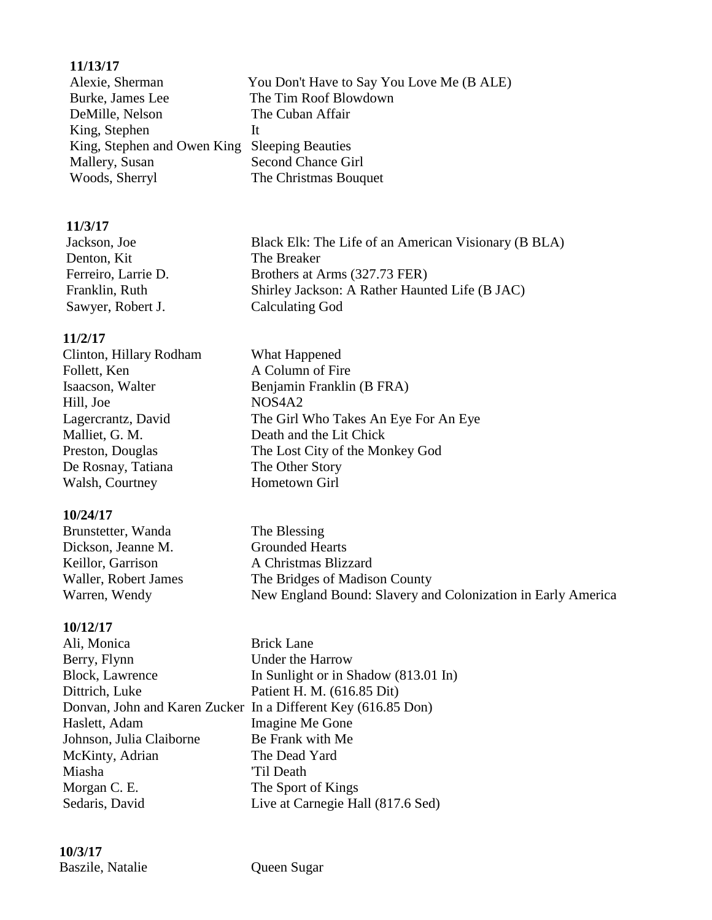**11/13/17**

| | |
|---|---|
| Alexie, Sherman | You Don't Have to Say You Love Me (B ALE) |
| Burke, James Lee | The Tim Roof Blowdown |
| DeMille, Nelson | The Cuban Affair |
| King, Stephen | It |
| King, Stephen and Owen King | Sleeping Beauties |
| Mallery, Susan | Second Chance Girl |
| Woods, Sherryl | The Christmas Bouquet |

**11/3/17**

| | |
|---|---|
| Jackson, Joe | Black Elk: The Life of an American Visionary (B BLA) |
| Denton, Kit | The Breaker |
| Ferreiro, Larrie D. | Brothers at Arms (327.73 FER) |
| Franklin, Ruth | Shirley Jackson: A Rather Haunted Life (B JAC) |
| Sawyer, Robert J. | Calculating God |

**11/2/17**

| | |
|---|---|
| Clinton, Hillary Rodham | What Happened |
| Follett, Ken | A Column of Fire |
| Isaacson, Walter | Benjamin Franklin (B FRA) |
| Hill, Joe | NOS4A2 |
| Lagercrantz, David | The Girl Who Takes An Eye For An Eye |
| Malliet, G. M. | Death and the Lit Chick |
| Preston, Douglas | The Lost City of the Monkey God |
| De Rosnay, Tatiana | The Other Story |
| Walsh, Courtney | Hometown Girl |

**10/24/17**

| | |
|---|---|
| Brunstetter, Wanda | The Blessing |
| Dickson, Jeanne M. | Grounded Hearts |
| Keillor, Garrison | A Christmas Blizzard |
| Waller, Robert James | The Bridges of Madison County |
| Warren, Wendy | New England Bound: Slavery and Colonization in Early America |

**10/12/17**

| | |
|---|---|
| Ali, Monica | Brick Lane |
| Berry, Flynn | Under the Harrow |
| Block, Lawrence | In Sunlight or in Shadow (813.01 In) |
| Dittrich, Luke | Patient H. M. (616.85 Dit) |
| Donvan, John and Karen Zucker | In a Different Key (616.85 Don) |
| Haslett, Adam | Imagine Me Gone |
| Johnson, Julia Claiborne | Be Frank with Me |
| McKinty, Adrian | The Dead Yard |
| Miasha | 'Til Death |
| Morgan C. E. | The Sport of Kings |
| Sedaris, David | Live at Carnegie Hall (817.6 Sed) |

**10/3/17**

| | |
|---|---|
| Baszile, Natalie | Queen Sugar |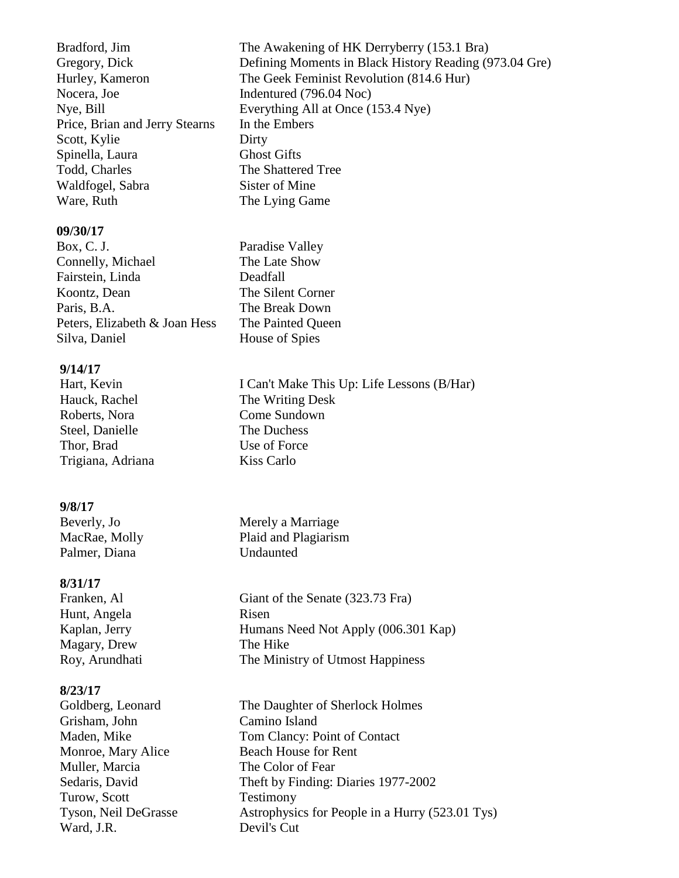| | |
|---|---|
| Bradford, Jim | The Awakening of HK Derryberry (153.1 Bra) |
| Gregory, Dick | Defining Moments in Black History Reading (973.04 Gre) |
| Hurley, Kameron | The Geek Feminist Revolution (814.6 Hur) |
| Nocera, Joe | Indentured (796.04 Noc) |
| Nye, Bill | Everything All at Once (153.4 Nye) |
| Price, Brian and Jerry Stearns | In the Embers |
| Scott, Kylie | Dirty |
| Spinella, Laura | Ghost Gifts |
| Todd, Charles | The Shattered Tree |
| Waldfogel, Sabra | Sister of Mine |
| Ware, Ruth | The Lying Game |

**09/30/17**

| | |
|---|---|
| Box, C. J. | Paradise Valley |
| Connelly, Michael | The Late Show |
| Fairstein, Linda | Deadfall |
| Koontz, Dean | The Silent Corner |
| Paris, B.A. | The Break Down |
| Peters, Elizabeth & Joan Hess | The Painted Queen |
| Silva, Daniel | House of Spies |

**9/14/17**

| | |
|---|---|
| Hart, Kevin | I Can't Make This Up: Life Lessons (B/Har) |
| Hauck, Rachel | The Writing Desk |
| Roberts, Nora | Come Sundown |
| Steel, Danielle | The Duchess |
| Thor, Brad | Use of Force |
| Trigiana, Adriana | Kiss Carlo |

**9/8/17**

| | |
|---|---|
| Beverly, Jo | Merely a Marriage |
| MacRae, Molly | Plaid and Plagiarism |
| Palmer, Diana | Undaunted |

**8/31/17**

| | |
|---|---|
| Franken, Al | Giant of the Senate (323.73 Fra) |
| Hunt, Angela | Risen |
| Kaplan, Jerry | Humans Need Not Apply (006.301 Kap) |
| Magary, Drew | The Hike |
| Roy, Arundhati | The Ministry of Utmost Happiness |

**8/23/17**

| | |
|---|---|
| Goldberg, Leonard | The Daughter of Sherlock Holmes |
| Grisham, John | Camino Island |
| Maden, Mike | Tom Clancy: Point of Contact |
| Monroe, Mary Alice | Beach House for Rent |
| Muller, Marcia | The Color of Fear |
| Sedaris, David | Theft by Finding: Diaries 1977-2002 |
| Turow, Scott | Testimony |
| Tyson, Neil DeGrasse | Astrophysics for People in a Hurry (523.01 Tys) |
| Ward, J.R. | Devil's Cut |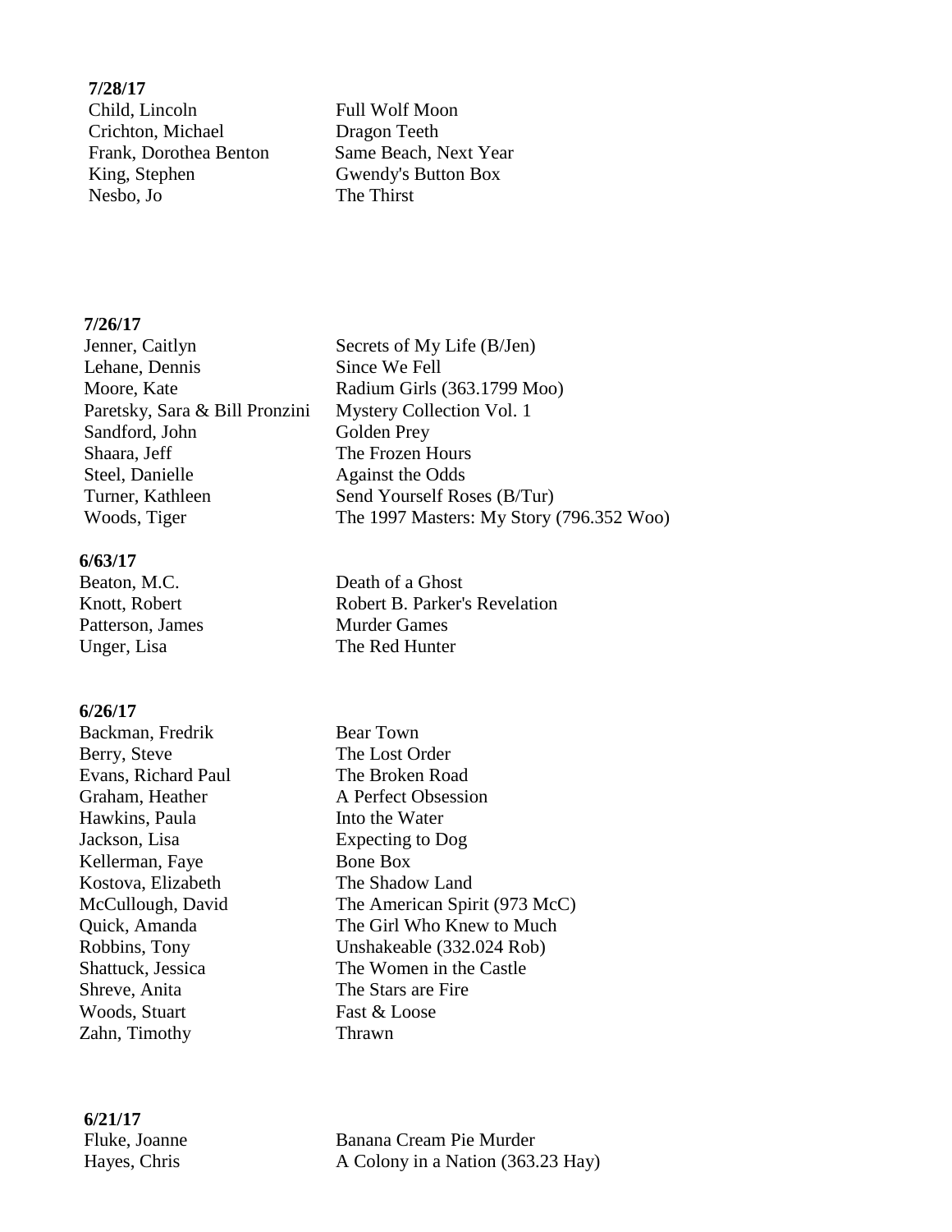**7/28/17**

| | |
|---|---|
| Child, Lincoln | Full Wolf Moon |
| Crichton, Michael | Dragon Teeth |
| Frank, Dorothea Benton | Same Beach, Next Year |
| King, Stephen | Gwendy's Button Box |
| Nesbo, Jo | The Thirst |

**7/26/17**

| | |
|---|---|
| Jenner, Caitlyn | Secrets of My Life (B/Jen) |
| Lehane, Dennis | Since We Fell |
| Moore, Kate | Radium Girls (363.1799 Moo) |
| Paretsky, Sara & Bill Pronzini | Mystery Collection Vol. 1 |
| Sandford, John | Golden Prey |
| Shaara, Jeff | The Frozen Hours |
| Steel, Danielle | Against the Odds |
| Turner, Kathleen | Send Yourself Roses (B/Tur) |
| Woods, Tiger | The 1997 Masters: My Story (796.352 Woo) |

**6/63/17**

| | |
|---|---|
| Beaton, M.C. | Death of a Ghost |
| Knott, Robert | Robert B. Parker's Revelation |
| Patterson, James | Murder Games |
| Unger, Lisa | The Red Hunter |

**6/26/17**

| | |
|---|---|
| Backman, Fredrik | Bear Town |
| Berry, Steve | The Lost Order |
| Evans, Richard Paul | The Broken Road |
| Graham, Heather | A Perfect Obsession |
| Hawkins, Paula | Into the Water |
| Jackson, Lisa | Expecting to Dog |
| Kellerman, Faye | Bone Box |
| Kostova, Elizabeth | The Shadow Land |
| McCullough, David | The American Spirit (973 McC) |
| Quick, Amanda | The Girl Who Knew to Much |
| Robbins, Tony | Unshakeable (332.024 Rob) |
| Shattuck, Jessica | The Women in the Castle |
| Shreve, Anita | The Stars are Fire |
| Woods, Stuart | Fast & Loose |
| Zahn, Timothy | Thrawn |

**6/21/17**

| | |
|---|---|
| Fluke, Joanne | Banana Cream Pie Murder |
| Hayes, Chris | A Colony in a Nation (363.23 Hay) |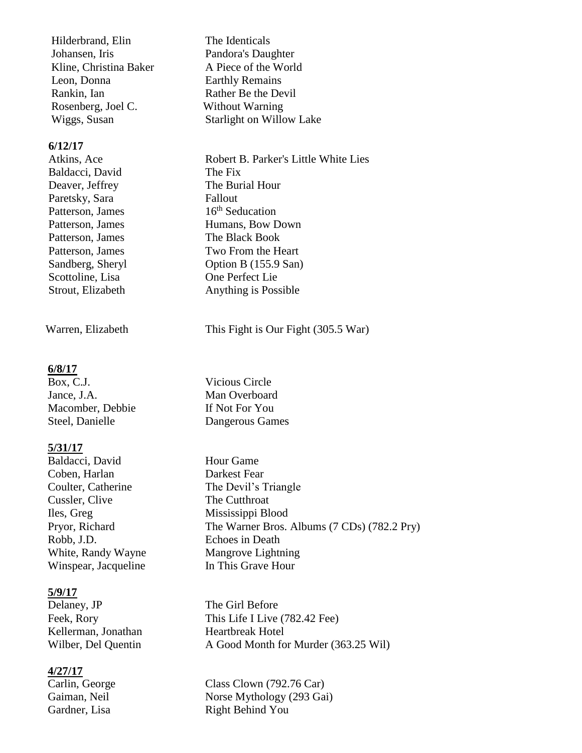| | |
|---|---|
| Hilderbrand, Elin | The Identicals |
| Johansen, Iris | Pandora's Daughter |
| Kline, Christina Baker | A Piece of the World |
| Leon, Donna | Earthly Remains |
| Rankin, Ian | Rather Be the Devil |
| Rosenberg, Joel C. | Without Warning |
| Wiggs, Susan | Starlight on Willow Lake |

**6/12/17**

| | |
|---|---|
| Atkins, Ace | Robert B. Parker's Little White Lies |
| Baldacci, David | The Fix |
| Deaver, Jeffrey | The Burial Hour |
| Paretsky, Sara | Fallout |
| Patterson, James | 16th Seducation |
| Patterson, James | Humans, Bow Down |
| Patterson, James | The Black Book |
| Patterson, James | Two From the Heart |
| Sandberg, Sheryl | Option B (155.9 San) |
| Scottoline, Lisa | One Perfect Lie |
| Strout, Elizabeth | Anything is Possible |
| Warren, Elizabeth | This Fight is Our Fight (305.5 War) |

**6/8/17**

| | |
|---|---|
| Box, C.J. | Vicious Circle |
| Jance, J.A. | Man Overboard |
| Macomber, Debbie | If Not For You |
| Steel, Danielle | Dangerous Games |

**5/31/17**

| | |
|---|---|
| Baldacci, David | Hour Game |
| Coben, Harlan | Darkest Fear |
| Coulter, Catherine | The Devil's Triangle |
| Cussler, Clive | The Cutthroat |
| Iles, Greg | Mississippi Blood |
| Pryor, Richard | The Warner Bros. Albums (7 CDs) (782.2 Pry) |
| Robb, J.D. | Echoes in Death |
| White, Randy Wayne | Mangrove Lightning |
| Winspear, Jacqueline | In This Grave Hour |

**5/9/17**

| | |
|---|---|
| Delaney, JP | The Girl Before |
| Feek, Rory | This Life I Live (782.42 Fee) |
| Kellerman, Jonathan | Heartbreak Hotel |
| Wilber, Del Quentin | A Good Month for Murder (363.25 Wil) |

**4/27/17**

| | |
|---|---|
| Carlin, George | Class Clown (792.76 Car) |
| Gaiman, Neil | Norse Mythology (293 Gai) |
| Gardner, Lisa | Right Behind You |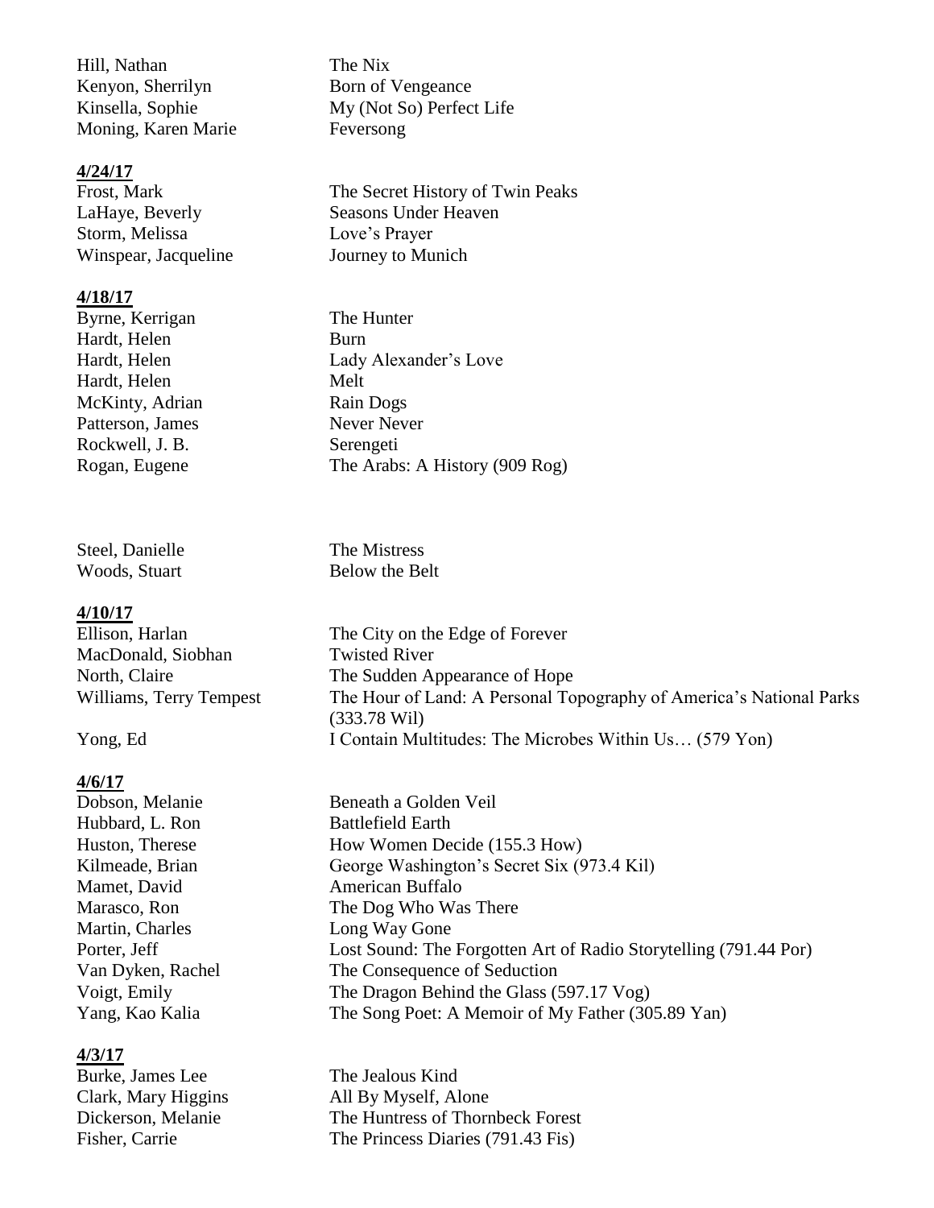| | |
|---|---|
| Hill, Nathan | The Nix |
| Kenyon, Sherrilyn | Born of Vengeance |
| Kinsella, Sophie | My (Not So) Perfect Life |
| Moning, Karen Marie | Feversong |

**4/24/17**

| | |
|---|---|
| Frost, Mark | The Secret History of Twin Peaks |
| LaHaye, Beverly | Seasons Under Heaven |
| Storm, Melissa | Love's Prayer |
| Winspear, Jacqueline | Journey to Munich |

**4/18/17**

| | |
|---|---|
| Byrne, Kerrigan | The Hunter |
| Hardt, Helen | Burn |
| Hardt, Helen | Lady Alexander's Love |
| Hardt, Helen | Melt |
| McKinty, Adrian | Rain Dogs |
| Patterson, James | Never Never |
| Rockwell, J. B. | Serengeti |
| Rogan, Eugene | The Arabs: A History (909 Rog) |
| Steel, Danielle | The Mistress |
| Woods, Stuart | Below the Belt |

**4/10/17**

| | |
|---|---|
| Ellison, Harlan | The City on the Edge of Forever |
| MacDonald, Siobhan | Twisted River |
| North, Claire | The Sudden Appearance of Hope |
| Williams, Terry Tempest | The Hour of Land: A Personal Topography of America's National Parks (333.78 Wil) |
| Yong, Ed | I Contain Multitudes: The Microbes Within Us… (579 Yon) |

**4/6/17**

| | |
|---|---|
| Dobson, Melanie | Beneath a Golden Veil |
| Hubbard, L. Ron | Battlefield Earth |
| Huston, Therese | How Women Decide (155.3 How) |
| Kilmeade, Brian | George Washington's Secret Six (973.4 Kil) |
| Mamet, David | American Buffalo |
| Marasco, Ron | The Dog Who Was There |
| Martin, Charles | Long Way Gone |
| Porter, Jeff | Lost Sound: The Forgotten Art of Radio Storytelling (791.44 Por) |
| Van Dyken, Rachel | The Consequence of Seduction |
| Voigt, Emily | The Dragon Behind the Glass (597.17 Vog) |
| Yang, Kao Kalia | The Song Poet: A Memoir of My Father (305.89 Yan) |

**4/3/17**

| | |
|---|---|
| Burke, James Lee | The Jealous Kind |
| Clark, Mary Higgins | All By Myself, Alone |
| Dickerson, Melanie | The Huntress of Thornbeck Forest |
| Fisher, Carrie | The Princess Diaries (791.43 Fis) |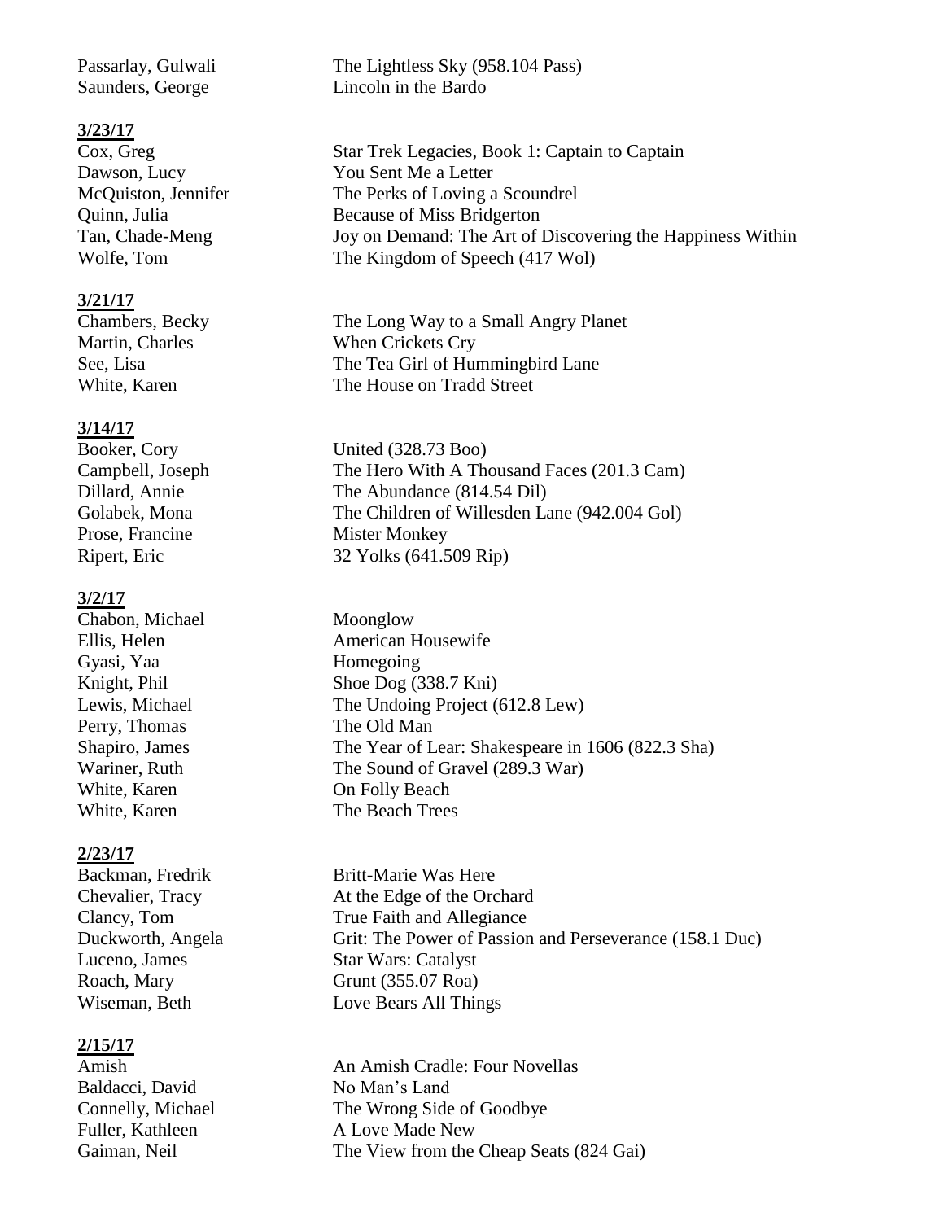| | |
|---|---|
| Passarlay, Gulwali | The Lightless Sky (958.104 Pass) |
| Saunders, George | Lincoln in the Bardo |

**3/23/17**

| | |
|---|---|
| Cox, Greg | Star Trek Legacies, Book 1: Captain to Captain |
| Dawson, Lucy | You Sent Me a Letter |
| McQuiston, Jennifer | The Perks of Loving a Scoundrel |
| Quinn, Julia | Because of Miss Bridgerton |
| Tan, Chade-Meng | Joy on Demand: The Art of Discovering the Happiness Within |
| Wolfe, Tom | The Kingdom of Speech (417 Wol) |

**3/21/17**

| | |
|---|---|
| Chambers, Becky | The Long Way to a Small Angry Planet |
| Martin, Charles | When Crickets Cry |
| See, Lisa | The Tea Girl of Hummingbird Lane |
| White, Karen | The House on Tradd Street |

**3/14/17**

| | |
|---|---|
| Booker, Cory | United (328.73 Boo) |
| Campbell, Joseph | The Hero With A Thousand Faces (201.3 Cam) |
| Dillard, Annie | The Abundance (814.54 Dil) |
| Golabek, Mona | The Children of Willesden Lane (942.004 Gol) |
| Prose, Francine | Mister Monkey |
| Ripert, Eric | 32 Yolks (641.509 Rip) |

**3/2/17**

| | |
|---|---|
| Chabon, Michael | Moonglow |
| Ellis, Helen | American Housewife |
| Gyasi, Yaa | Homegoing |
| Knight, Phil | Shoe Dog (338.7 Kni) |
| Lewis, Michael | The Undoing Project (612.8 Lew) |
| Perry, Thomas | The Old Man |
| Shapiro, James | The Year of Lear: Shakespeare in 1606 (822.3 Sha) |
| Wariner, Ruth | The Sound of Gravel (289.3 War) |
| White, Karen | On Folly Beach |
| White, Karen | The Beach Trees |

**2/23/17**

| | |
|---|---|
| Backman, Fredrik | Britt-Marie Was Here |
| Chevalier, Tracy | At the Edge of the Orchard |
| Clancy, Tom | True Faith and Allegiance |
| Duckworth, Angela | Grit: The Power of Passion and Perseverance (158.1 Duc) |
| Luceno, James | Star Wars: Catalyst |
| Roach, Mary | Grunt (355.07 Roa) |
| Wiseman, Beth | Love Bears All Things |

**2/15/17**

| | |
|---|---|
| Amish | An Amish Cradle: Four Novellas |
| Baldacci, David | No Man's Land |
| Connelly, Michael | The Wrong Side of Goodbye |
| Fuller, Kathleen | A Love Made New |
| Gaiman, Neil | The View from the Cheap Seats (824 Gai) |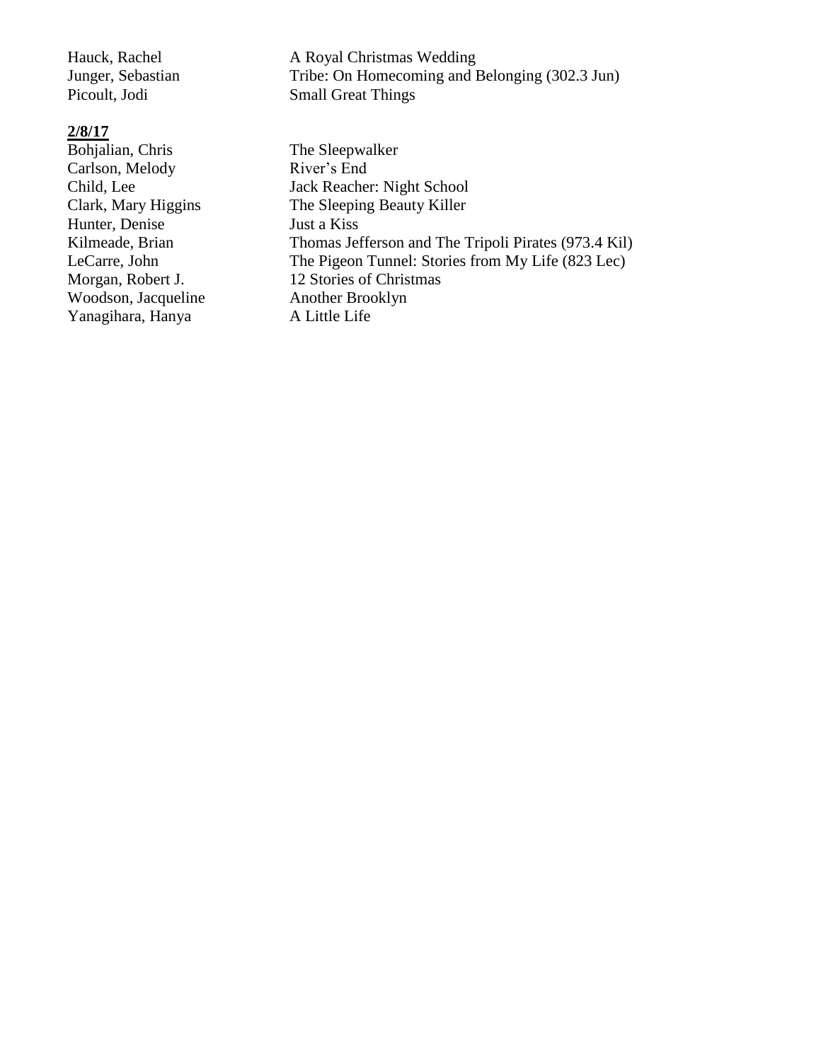| | |
|---|---|
| Hauck, Rachel | A Royal Christmas Wedding |
| Junger, Sebastian | Tribe: On Homecoming and Belonging (302.3 Jun) |
| Picoult, Jodi | Small Great Things |

**2/8/17**

| | |
|---|---|
| Bohjalian, Chris | The Sleepwalker |
| Carlson, Melody | River's End |
| Child, Lee | Jack Reacher: Night School |
| Clark, Mary Higgins | The Sleeping Beauty Killer |
| Hunter, Denise | Just a Kiss |
| Kilmeade, Brian | Thomas Jefferson and The Tripoli Pirates (973.4 Kil) |
| LeCarre, John | The Pigeon Tunnel: Stories from My Life (823 Lec) |
| Morgan, Robert J. | 12 Stories of Christmas |
| Woodson, Jacqueline | Another Brooklyn |
| Yanagihara, Hanya | A Little Life |